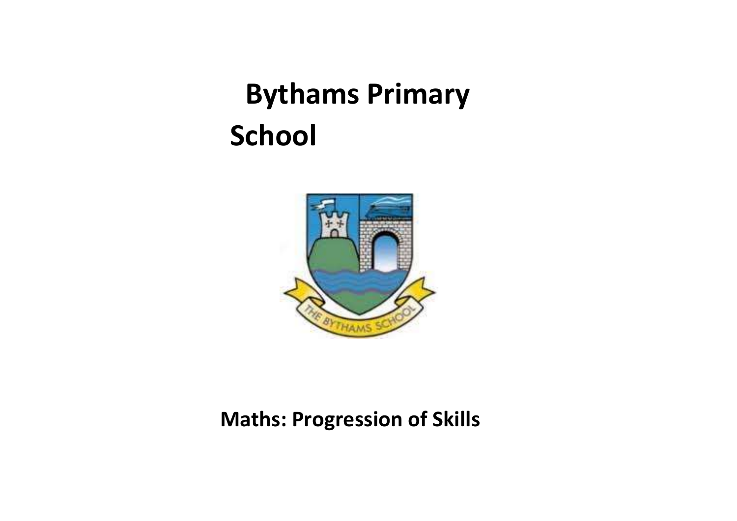# Bythams Primary School

## Maths: Progression of Skills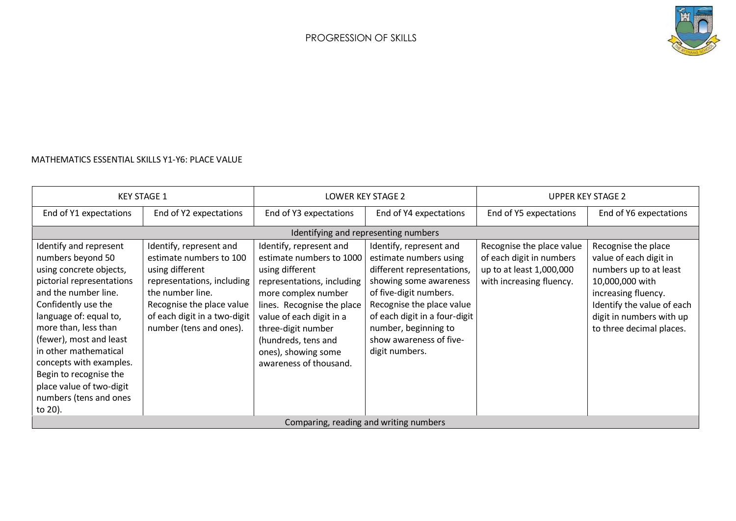PROGRESSION OF SKILLS

MATHEMATICS ESSENTIAL SKILLS Y1-Y6: PLACE VALUE

| KEY STAGE 1 | | LOWER KEY STAGE 2 | | UPPER KEY STAGE 2 | |
|---|---|---|---|---|---|
| End of Y1 expectations | End of Y2 expectations | End of Y3 expectations | End of Y4 expectations | End of Y5 expectations | End of Y6 expectations |
| Identifying and representing numbers | | | | | |
| Identify and represent numbers beyond 50 using concrete objects, pictorial representations and the number line. Confidently use the language of: equal to, more than, less than (fewer), most and least in other mathematical concepts with examples. Begin to recognise the place value of two-digit numbers (tens and ones to 20). | Identify, represent and estimate numbers to 100 using different representations, including the number line. Recognise the place value of each digit in a two-digit number (tens and ones). | Identify, represent and estimate numbers to 1000 using different representations, including more complex number lines. Recognise the place value of each digit in a three-digit number (hundreds, tens and ones), showing some awareness of thousand. | Identify, represent and estimate numbers using different representations, showing some awareness of five-digit numbers. Recognise the place value of each digit in a four-digit number, beginning to show awareness of five-digit numbers. | Recognise the place value of each digit in numbers up to at least 1,000,000 with increasing fluency. | Recognise the place value of each digit in numbers up to at least 10,000,000 with increasing fluency. Identify the value of each digit in numbers with up to three decimal places. |
| Comparing, reading and writing numbers | | | | | |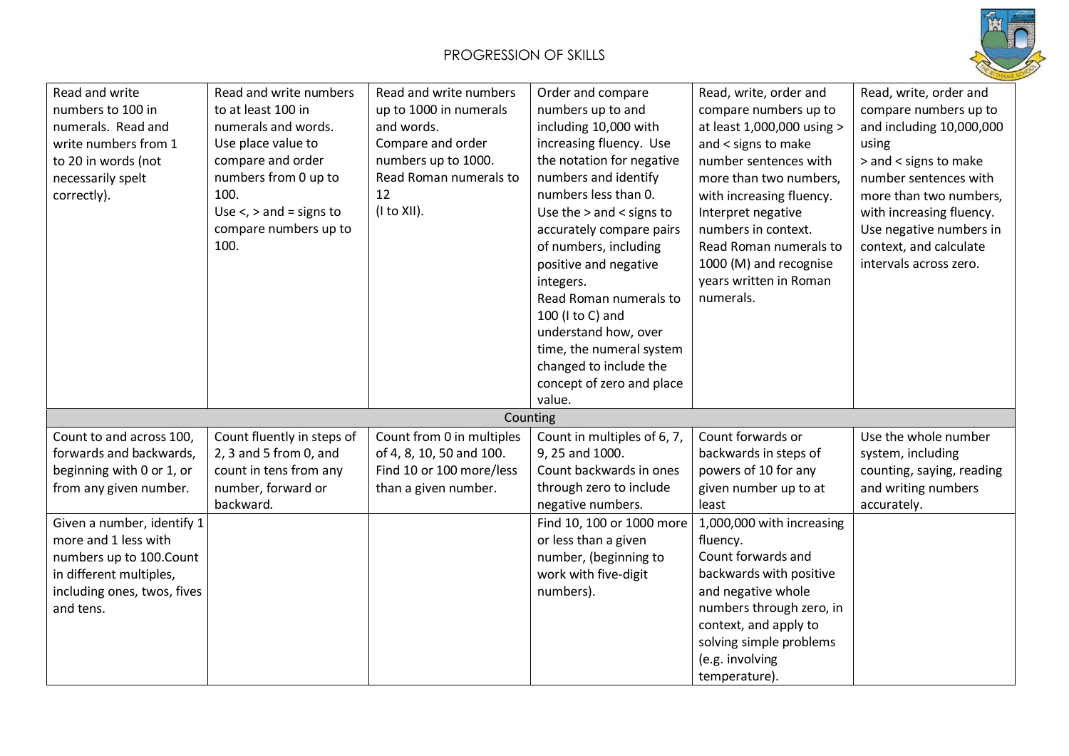# PROGRESSION OF SKILLS

| | | | | | |
|---|---|---|---|---|---|
| Read and write numbers to 100 in numerals. Read and write numbers from 1 to 20 in words (not necessarily spelt correctly). | Read and write numbers to at least 100 in numerals and words. Use place value to compare and order numbers from 0 up to 100. Use <, > and = signs to compare numbers up to 100. | Read and write numbers up to 1000 in numerals and words. Compare and order numbers up to 1000. Read Roman numerals to 12 (I to XII). | Order and compare numbers up to and including 10,000 with increasing fluency. Use the notation for negative numbers and identify numbers less than 0. Use the > and < signs to accurately compare pairs of numbers, including positive and negative integers. Read Roman numerals to 100 (I to C) and understand how, over time, the numeral system changed to include the concept of zero and place value. | Read, write, order and compare numbers up to at least 1,000,000 using > and < signs to make number sentences with more than two numbers, with increasing fluency. Interpret negative numbers in context. Read Roman numerals to 1000 (M) and recognise years written in Roman numerals. | Read, write, order and compare numbers up to and including 10,000,000 using > and < signs to make number sentences with more than two numbers, with increasing fluency. Use negative numbers in context, and calculate intervals across zero. |
| **Counting** | | | | | |
| Count to and across 100, forwards and backwards, beginning with 0 or 1, or from any given number. | Count fluently in steps of 2, 3 and 5 from 0, and count in tens from any number, forward or backward. | Count from 0 in multiples of 4, 8, 10, 50 and 100. Find 10 or 100 more/less than a given number. | Count in multiples of 6, 7, 9, 25 and 1000. Count backwards in ones through zero to include negative numbers. | Count forwards or backwards in steps of powers of 10 for any given number up to at least | Use the whole number system, including counting, saying, reading and writing numbers accurately. |
| Given a number, identify 1 more and 1 less with numbers up to 100.Count in different multiples, including ones, twos, fives and tens. | | | Find 10, 100 or 1000 more or less than a given number, (beginning to work with five-digit numbers). | 1,000,000 with increasing fluency. Count forwards and backwards with positive and negative whole numbers through zero, in context, and apply to solving simple problems (e.g. involving temperature). | |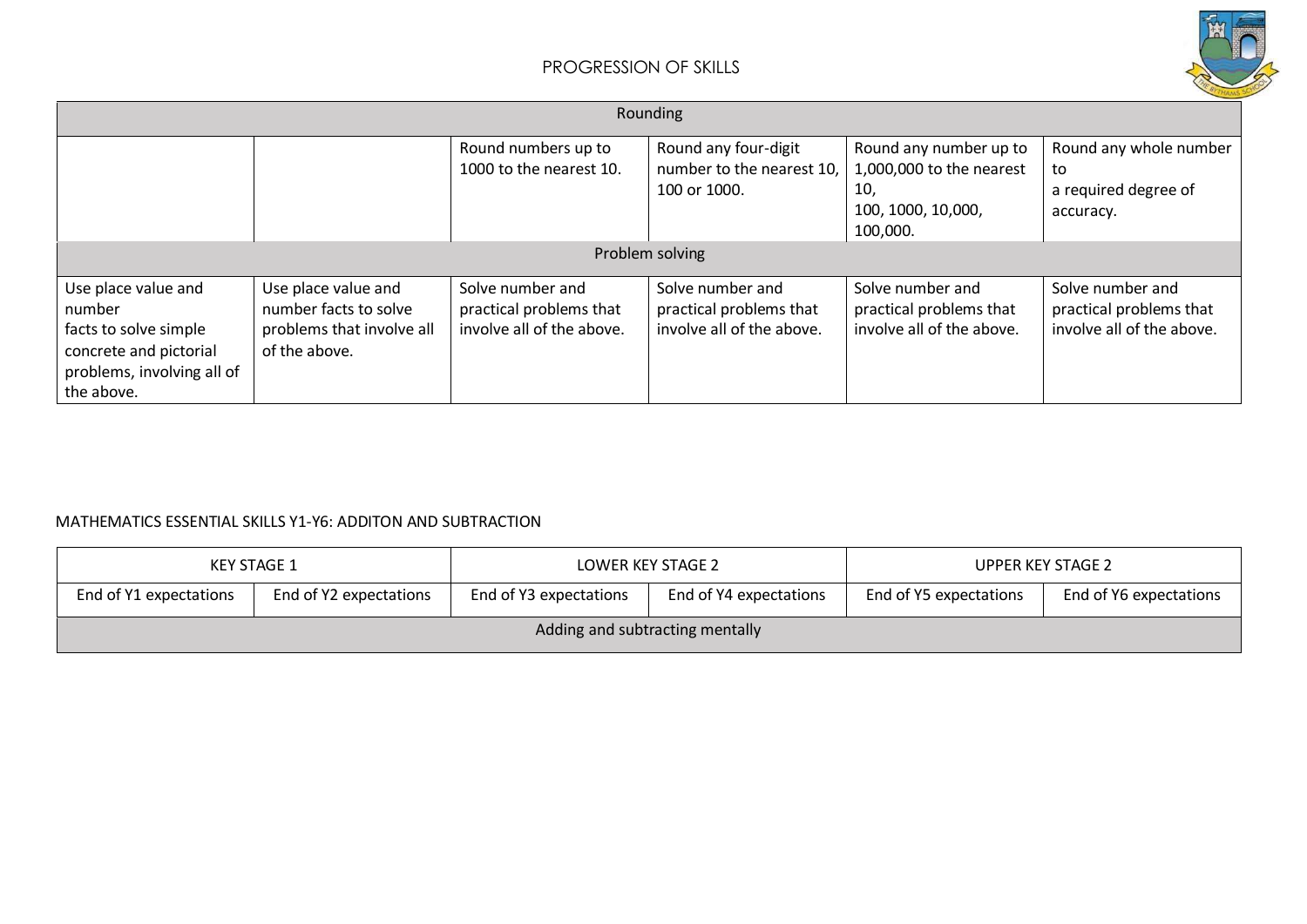PROGRESSION OF SKILLS

| Rounding | | | | | |
|---|---|---|---|---|---|
| | | Round numbers up to 1000 to the nearest 10. | Round any four-digit number to the nearest 10, 100 or 1000. | Round any number up to 1,000,000 to the nearest 10, 100, 1000, 10,000, 100,000. | Round any whole number to a required degree of accuracy. |
| **Problem solving** | | | | | |
| Use place value and number facts to solve simple concrete and pictorial problems, involving all of the above. | Use place value and number facts to solve problems that involve all of the above. | Solve number and practical problems that involve all of the above. | Solve number and practical problems that involve all of the above. | Solve number and practical problems that involve all of the above. | Solve number and practical problems that involve all of the above. |

MATHEMATICS ESSENTIAL SKILLS Y1-Y6: ADDITON AND SUBTRACTION

| KEY STAGE 1 | | LOWER KEY STAGE 2 | | UPPER KEY STAGE 2 | |
|---|---|---|---|---|---|
| End of Y1 expectations | End of Y2 expectations | End of Y3 expectations | End of Y4 expectations | End of Y5 expectations | End of Y6 expectations |
| Adding and subtracting mentally | | | | | |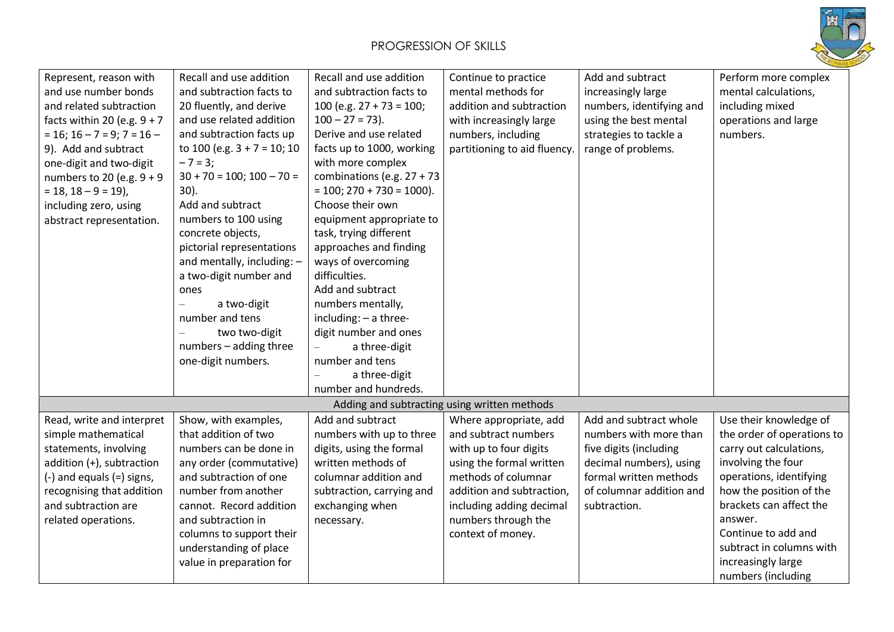# PROGRESSION OF SKILLS

| | | | | | |
|---|---|---|---|---|---|
| Represent, reason with and use number bonds and related subtraction facts within 20 (e.g. 9 + 7 = 16; 16 – 7 = 9; 7 = 16 – 9). Add and subtract one-digit and two-digit numbers to 20 (e.g. 9 + 9 = 18, 18 – 9 = 19), including zero, using abstract representation. | Recall and use addition and subtraction facts to 20 fluently, and derive and use related addition and subtraction facts up to 100 (e.g. 3 + 7 = 10; 10 – 7 = 3; 30 + 70 = 100; 100 – 70 = 30). Add and subtract numbers to 100 using concrete objects, pictorial representations and mentally, including: – a two-digit number and ones – a two-digit number and tens – two two-digit numbers – adding three one-digit numbers. | Recall and use addition and subtraction facts to 100 (e.g. 27 + 73 = 100; 100 – 27 = 73). Derive and use related facts up to 1000, working with more complex combinations (e.g. 27 + 73 = 100; 270 + 730 = 1000). Choose their own equipment appropriate to task, trying different approaches and finding ways of overcoming difficulties. Add and subtract numbers mentally, including: – a three-digit number and ones – a three-digit number and tens – a three-digit number and hundreds. | Continue to practice mental methods for addition and subtraction with increasingly large numbers, including partitioning to aid fluency. | Add and subtract increasingly large numbers, identifying and using the best mental strategies to tackle a range of problems. | Perform more complex mental calculations, including mixed operations and large numbers. |
| **Adding and subtracting using written methods** | | | | | |
| Read, write and interpret simple mathematical statements, involving addition (+), subtraction (-) and equals (=) signs, recognising that addition and subtraction are related operations. | Show, with examples, that addition of two numbers can be done in any order (commutative) and subtraction of one number from another cannot. Record addition and subtraction in columns to support their understanding of place value in preparation for | Add and subtract numbers with up to three digits, using the formal written methods of columnar addition and subtraction, carrying and exchanging when necessary. | Where appropriate, add and subtract numbers with up to four digits using the formal written methods of columnar addition and subtraction, including adding decimal numbers through the context of money. | Add and subtract whole numbers with more than five digits (including decimal numbers), using formal written methods of columnar addition and subtraction. | Use their knowledge of the order of operations to carry out calculations, involving the four operations, identifying how the position of the brackets can affect the answer. Continue to add and subtract in columns with increasingly large numbers (including |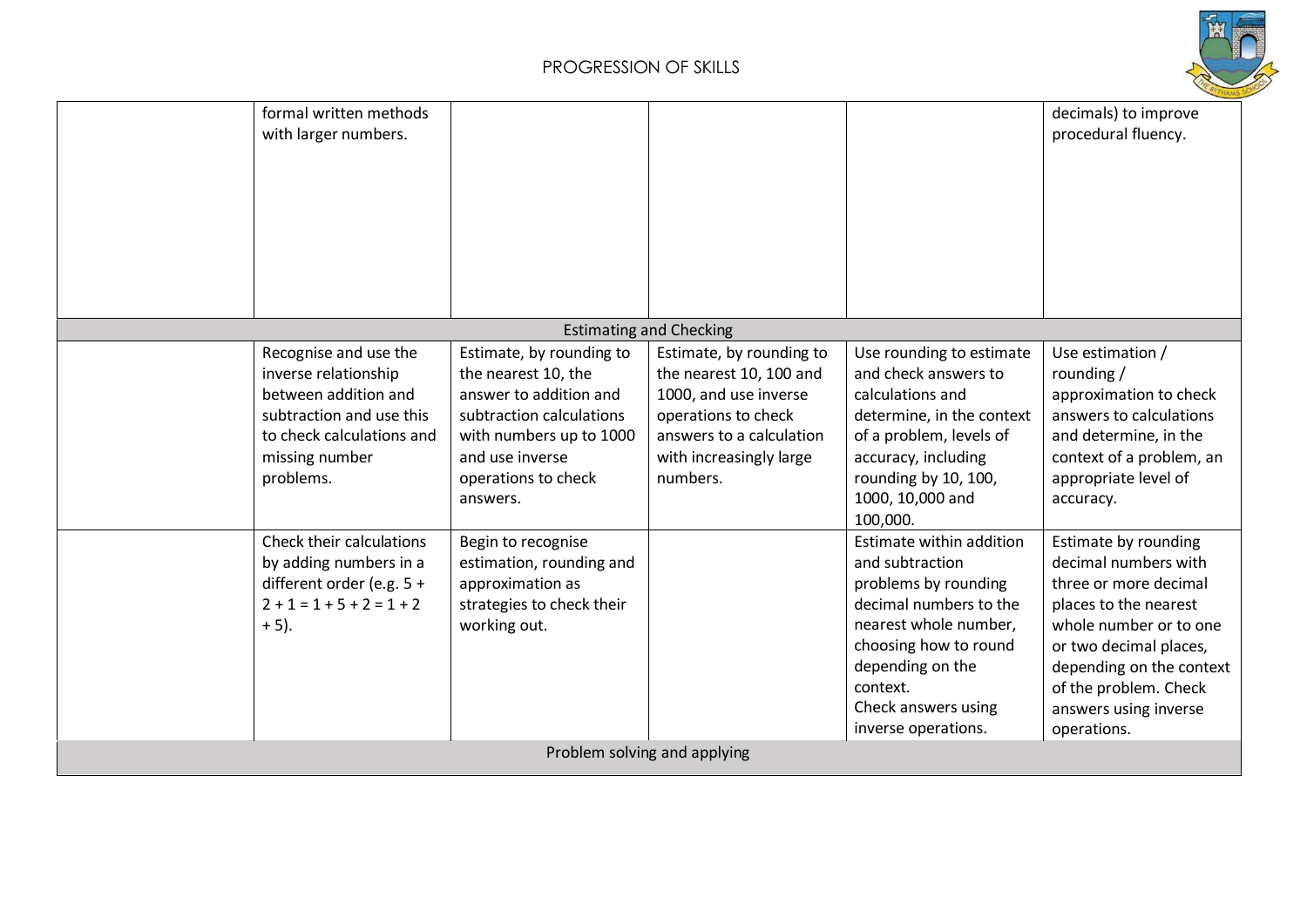| | | | | | |
|---|---|---|---|---|---|
| | formal written methods with larger numbers. | | | | decimals) to improve procedural fluency. |
| **Estimating and Checking** | | | | | |
| | Recognise and use the inverse relationship between addition and subtraction and use this to check calculations and missing number problems. | Estimate, by rounding to the nearest 10, the answer to addition and subtraction calculations with numbers up to 1000 and use inverse operations to check answers. | Estimate, by rounding to the nearest 10, 100 and 1000, and use inverse operations to check answers to a calculation with increasingly large numbers. | Use rounding to estimate and check answers to calculations and determine, in the context of a problem, levels of accuracy, including rounding by 10, 100, 1000, 10,000 and 100,000. | Use estimation / rounding / approximation to check answers to calculations and determine, in the context of a problem, an appropriate level of accuracy. |
| | Check their calculations by adding numbers in a different order (e.g. 5 + 2 + 1 = 1 + 5 + 2 = 1 + 2 + 5). | Begin to recognise estimation, rounding and approximation as strategies to check their working out. | | Estimate within addition and subtraction problems by rounding decimal numbers to the nearest whole number, choosing how to round depending on the context. Check answers using inverse operations. | Estimate by rounding decimal numbers with three or more decimal places to the nearest whole number or to one or two decimal places, depending on the context of the problem. Check answers using inverse operations. |
| **Problem solving and applying** | | | | | |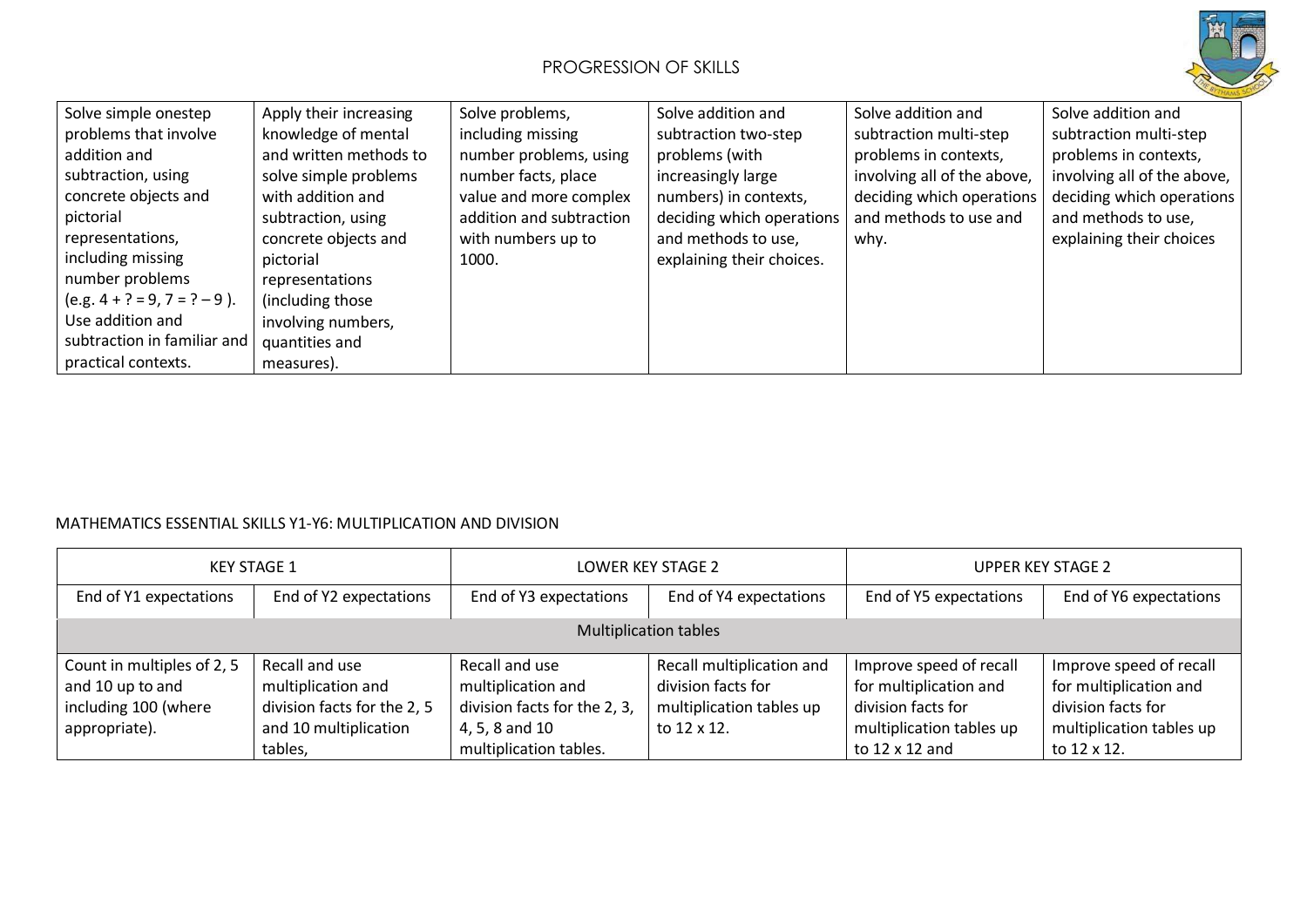| | | | | | |
|---|---|---|---|---|---|
| Solve simple onestep problems that involve addition and subtraction, using concrete objects and pictorial representations, including missing number problems (e.g. 4 + ? = 9, 7 = ? – 9 ). Use addition and subtraction in familiar and practical contexts. | Apply their increasing knowledge of mental and written methods to solve simple problems with addition and subtraction, using concrete objects and pictorial representations (including those involving numbers, quantities and measures). | Solve problems, including missing number problems, using number facts, place value and more complex addition and subtraction with numbers up to 1000. | Solve addition and subtraction two-step problems (with increasingly large numbers) in contexts, deciding which operations and methods to use, explaining their choices. | Solve addition and subtraction multi-step problems in contexts, involving all of the above, deciding which operations and methods to use and why. | Solve addition and subtraction multi-step problems in contexts, involving all of the above, deciding which operations and methods to use, explaining their choices |

MATHEMATICS ESSENTIAL SKILLS Y1-Y6: MULTIPLICATION AND DIVISION

| KEY STAGE 1 | | LOWER KEY STAGE 2 | | UPPER KEY STAGE 2 | |
|---|---|---|---|---|---|
| End of Y1 expectations | End of Y2 expectations | End of Y3 expectations | End of Y4 expectations | End of Y5 expectations | End of Y6 expectations |
| Multiplication tables | | | | | |
| Count in multiples of 2, 5 and 10 up to and including 100 (where appropriate). | Recall and use multiplication and division facts for the 2, 5 and 10 multiplication tables, | Recall and use multiplication and division facts for the 2, 3, 4, 5, 8 and 10 multiplication tables. | Recall multiplication and division facts for multiplication tables up to 12 x 12. | Improve speed of recall for multiplication and division facts for multiplication tables up to 12 x 12 and | Improve speed of recall for multiplication and division facts for multiplication tables up to 12 x 12. |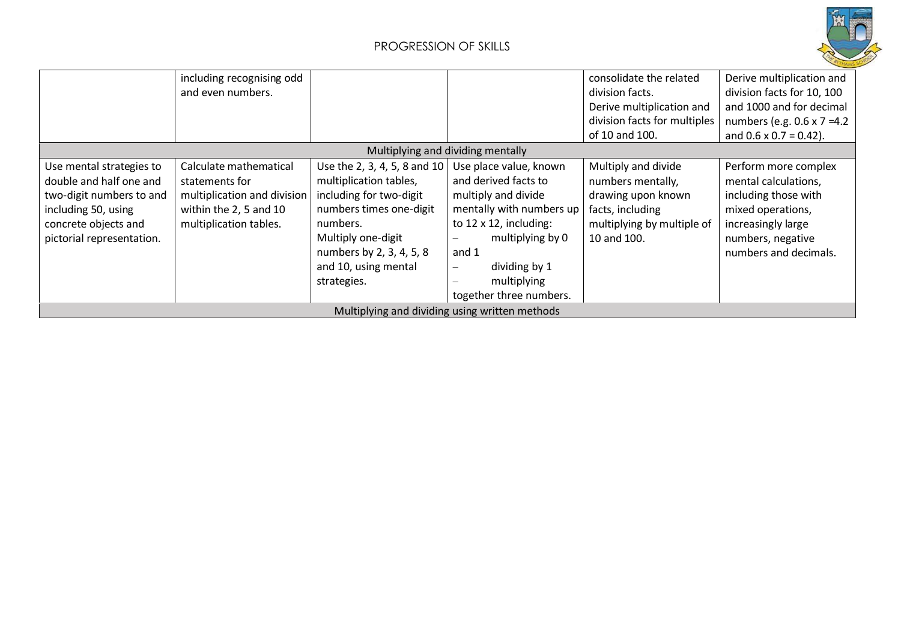| | | | | | |
|---|---|---|---|---|---|
| | including recognising odd and even numbers. | | | consolidate the related division facts.<br>Derive multiplication and division facts for multiples of 10 and 100. | Derive multiplication and division facts for 10, 100 and 1000 and for decimal numbers (e.g. 0.6 x 7 =4.2 and 0.6 x 0.7 = 0.42). |
| Multiplying and dividing mentally | | | | | |
| Use mental strategies to double and half one and two-digit numbers to and including 50, using concrete objects and pictorial representation. | Calculate mathematical statements for multiplication and division within the 2, 5 and 10 multiplication tables. | Use the 2, 3, 4, 5, 8 and 10 multiplication tables, including for two-digit numbers times one-digit numbers.<br>Multiply one-digit numbers by 2, 3, 4, 5, 8 and 10, using mental strategies. | Use place value, known and derived facts to multiply and divide mentally with numbers up to 12 x 12, including:<br>– multiplying by 0 and 1<br>– dividing by 1<br>– multiplying together three numbers. | Multiply and divide numbers mentally, drawing upon known facts, including multiplying by multiple of 10 and 100. | Perform more complex mental calculations, including those with mixed operations, increasingly large numbers, negative numbers and decimals. |
| Multiplying and dividing using written methods | | | | | |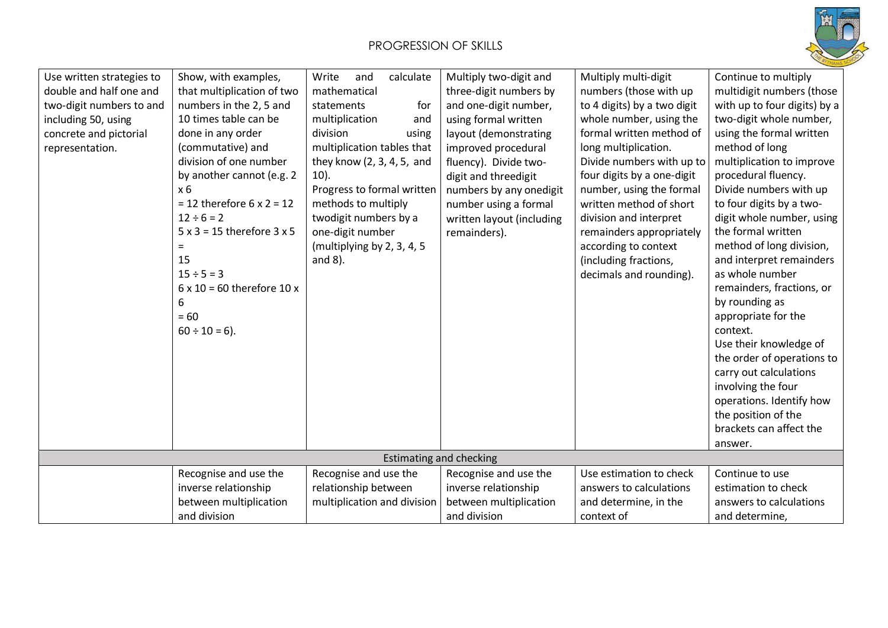| | | | | | |
|---|---|---|---|---|---|
| Use written strategies to double and half one and two-digit numbers to and including 50, using concrete and pictorial representation. | Show, with examples, that multiplication of two numbers in the 2, 5 and 10 times table can be done in any order (commutative) and division of one number by another cannot (e.g. 2 x 6 = 12 therefore 6 x 2 = 12 12 ÷ 6 = 2 5 x 3 = 15 therefore 3 x 5 = 15 15 ÷ 5 = 3 6 x 10 = 60 therefore 10 x 6 = 60 60 ÷ 10 = 6). | Write and calculate mathematical statements for multiplication and division using multiplication tables that they know (2, 3, 4, 5, and 10). Progress to formal written methods to multiply twodigit numbers by a one-digit number (multiplying by 2, 3, 4, 5 and 8). | Multiply two-digit and three-digit numbers by and one-digit number, using formal written layout (demonstrating improved procedural fluency). Divide two-digit and threedigit numbers by any onedigit number using a formal written layout (including remainders). | Multiply multi-digit numbers (those with up to 4 digits) by a two digit whole number, using the formal written method of long multiplication. Divide numbers with up to four digits by a one-digit number, using the formal written method of short division and interpret remainders appropriately according to context (including fractions, decimals and rounding). | Continue to multiply multidigit numbers (those with up to four digits) by a two-digit whole number, using the formal written method of long multiplication to improve procedural fluency. Divide numbers with up to four digits by a two-digit whole number, using the formal written method of long division, and interpret remainders as whole number remainders, fractions, or by rounding as appropriate for the context. Use their knowledge of the order of operations to carry out calculations involving the four operations. Identify how the position of the brackets can affect the answer. |
| Estimating and checking | | | | | |
| | Recognise and use the inverse relationship between multiplication and division | Recognise and use the relationship between multiplication and division | Recognise and use the inverse relationship between multiplication and division | Use estimation to check answers to calculations and determine, in the context of | Continue to use estimation to check answers to calculations and determine, |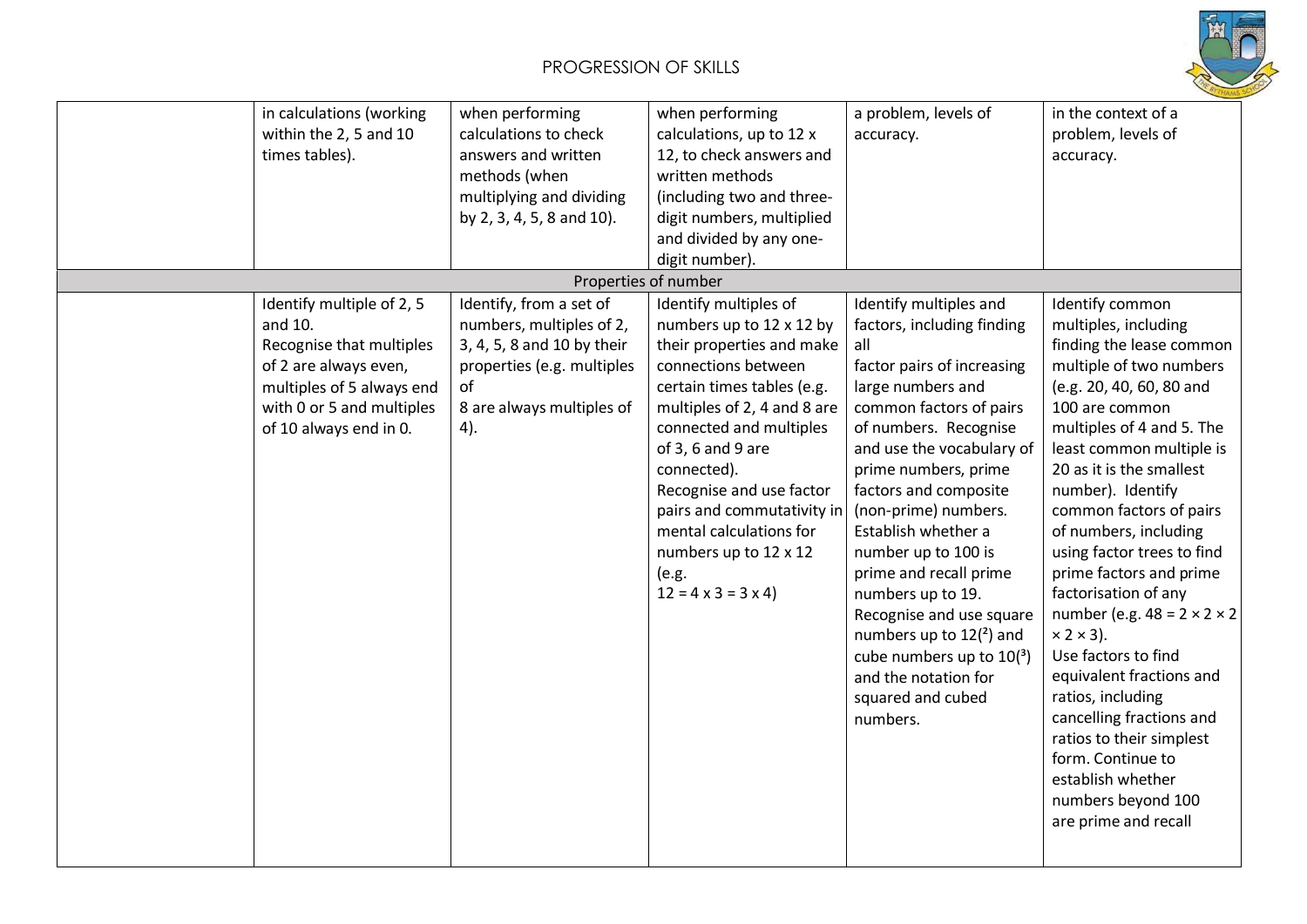| | | | | | |
|---|---|---|---|---|---|
| | in calculations (working within the 2, 5 and 10 times tables). | when performing calculations to check answers and written methods (when multiplying and dividing by 2, 3, 4, 5, 8 and 10). | when performing calculations, up to 12 x 12, to check answers and written methods (including two and three-digit numbers, multiplied and divided by any one-digit number). | a problem, levels of accuracy. | in the context of a problem, levels of accuracy. |
| Properties of number | | | | | |
| | Identify multiple of 2, 5 and 10. Recognise that multiples of 2 are always even, multiples of 5 always end with 0 or 5 and multiples of 10 always end in 0. | Identify, from a set of numbers, multiples of 2, 3, 4, 5, 8 and 10 by their properties (e.g. multiples of 8 are always multiples of 4). | Identify multiples of numbers up to 12 x 12 by their properties and make connections between certain times tables (e.g. multiples of 2, 4 and 8 are connected and multiples of 3, 6 and 9 are connected). Recognise and use factor pairs and commutativity in mental calculations for numbers up to 12 x 12 (e.g. 12 = 4 x 3 = 3 x 4) | Identify multiples and factors, including finding all factor pairs of increasing large numbers and common factors of pairs of numbers. Recognise and use the vocabulary of prime numbers, prime factors and composite (non-prime) numbers. Establish whether a number up to 100 is prime and recall prime numbers up to 19. Recognise and use square numbers up to $12^2$ and cube numbers up to $10^3$ and the notation for squared and cubed numbers. | Identify common multiples, including finding the lease common multiple of two numbers (e.g. 20, 40, 60, 80 and 100 are common multiples of 4 and 5. The least common multiple is 20 as it is the smallest number). Identify common factors of pairs of numbers, including using factor trees to find prime factors and prime factorisation of any number (e.g. $48 = 2 \times 2 \times 2 \times 2 \times 3$). Use factors to find equivalent fractions and ratios, including cancelling fractions and ratios to their simplest form. Continue to establish whether numbers beyond 100 are prime and recall |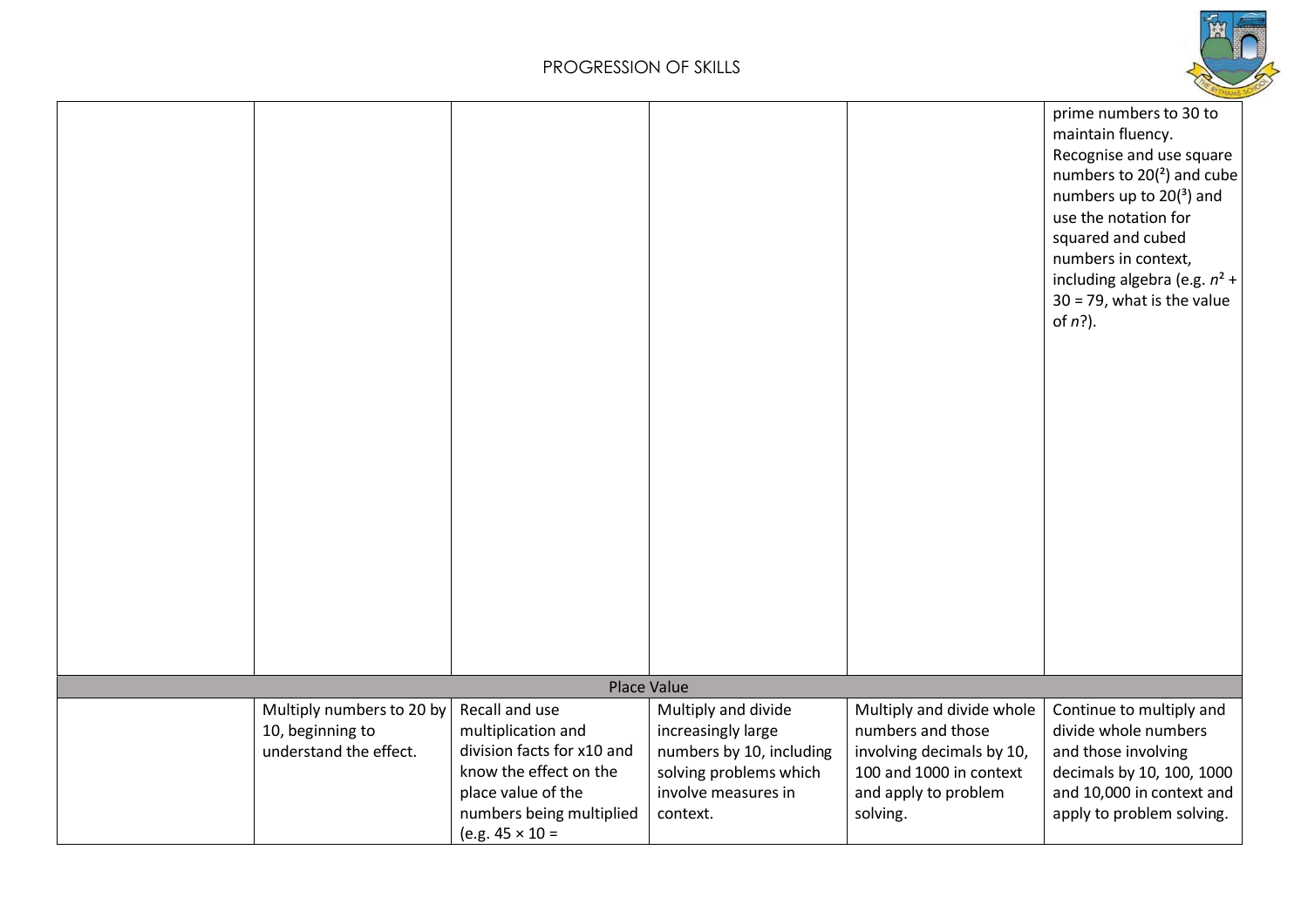| | | | | | |
|---|---|---|---|---|---|
| | | | | | prime numbers to 30 to maintain fluency. Recognise and use square numbers to 20($^2$) and cube numbers up to 20($^3$) and use the notation for squared and cubed numbers in context, including algebra (e.g. $n^2 + 30 = 79$, what is the value of $n$?). |
| **Place Value** | | | | | |
| | Multiply numbers to 20 by 10, beginning to understand the effect. | Recall and use multiplication and division facts for x10 and know the effect on the place value of the numbers being multiplied (e.g. 45 × 10 = | Multiply and divide increasingly large numbers by 10, including solving problems which involve measures in context. | Multiply and divide whole numbers and those involving decimals by 10, 100 and 1000 in context and apply to problem solving. | Continue to multiply and divide whole numbers and those involving decimals by 10, 100, 1000 and 10,000 in context and apply to problem solving. |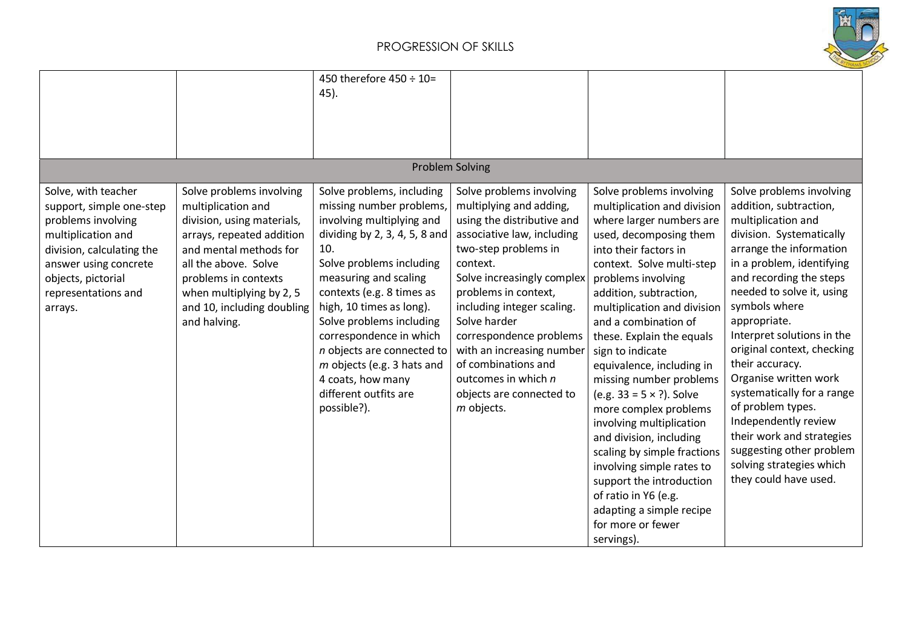| | | | | | |
|---|---|---|---|---|---|
| | | 450 therefore 450 ÷ 10= 45). | | | |
| Problem Solving | | | | | |
| Solve, with teacher support, simple one-step problems involving multiplication and division, calculating the answer using concrete objects, pictorial representations and arrays. | Solve problems involving multiplication and division, using materials, arrays, repeated addition and mental methods for all the above. Solve problems in contexts when multiplying by 2, 5 and 10, including doubling and halving. | Solve problems, including missing number problems, involving multiplying and dividing by 2, 3, 4, 5, 8 and 10.<br>Solve problems including measuring and scaling contexts (e.g. 8 times as high, 10 times as long).<br>Solve problems including correspondence in which *n* objects are connected to *m* objects (e.g. 3 hats and 4 coats, how many different outfits are possible?). | Solve problems involving multiplying and adding, using the distributive and associative law, including two-step problems in context.<br>Solve increasingly complex problems in context, including integer scaling.<br>Solve harder correspondence problems with an increasing number of combinations and outcomes in which *n* objects are connected to *m* objects. | Solve problems involving multiplication and division where larger numbers are used, decomposing them into their factors in context. Solve multi-step problems involving addition, subtraction, multiplication and division and a combination of these. Explain the equals sign to indicate equivalence, including in missing number problems (e.g. 33 = 5 × ?). Solve more complex problems involving multiplication and division, including scaling by simple fractions involving simple rates to support the introduction of ratio in Y6 (e.g. adapting a simple recipe for more or fewer servings). | Solve problems involving addition, subtraction, multiplication and division. Systematically arrange the information in a problem, identifying and recording the steps needed to solve it, using symbols where appropriate.<br>Interpret solutions in the original context, checking their accuracy.<br>Organise written work systematically for a range of problem types.<br>Independently review their work and strategies suggesting other problem solving strategies which they could have used. |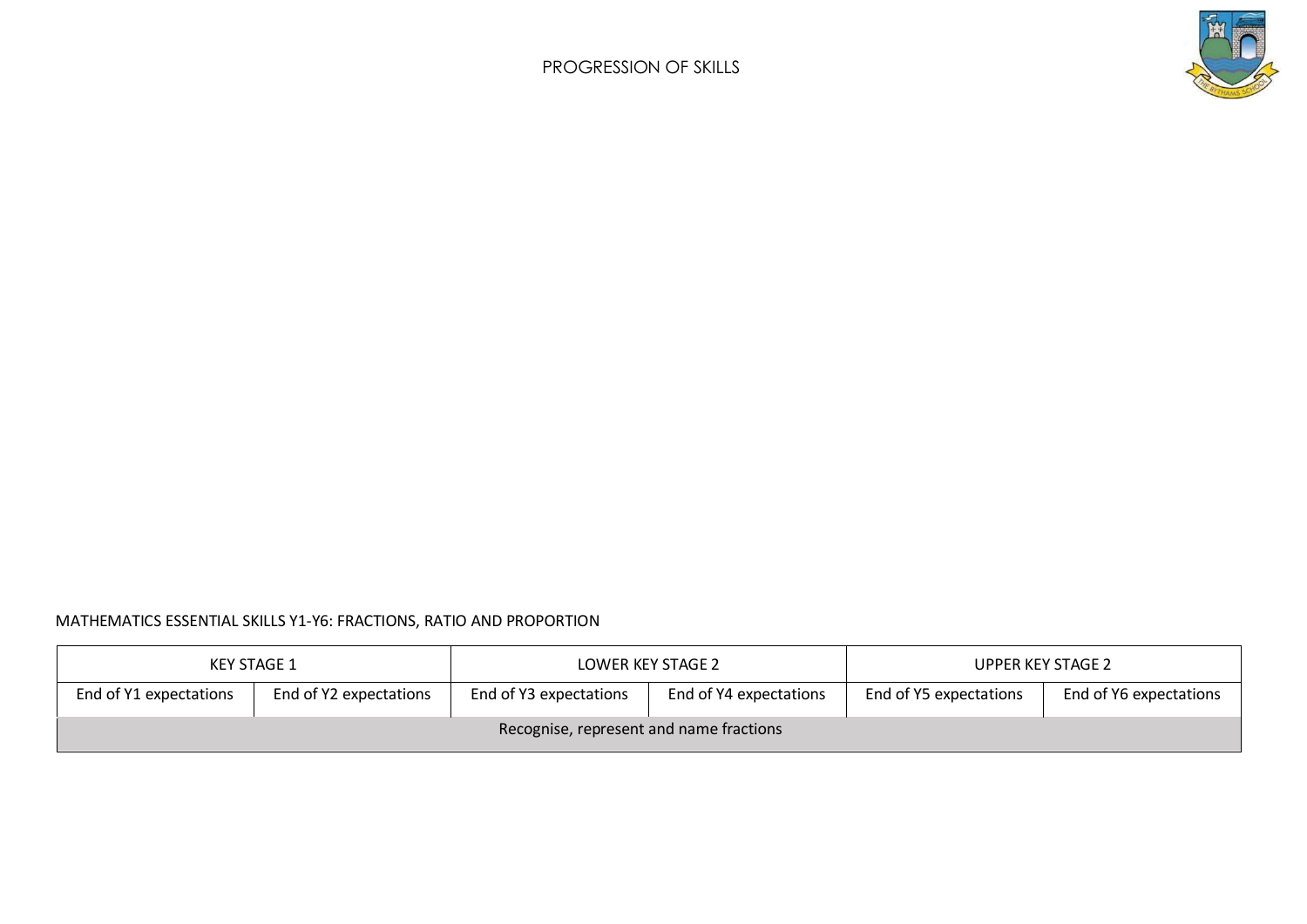PROGRESSION OF SKILLS

MATHEMATICS ESSENTIAL SKILLS Y1-Y6: FRACTIONS, RATIO AND PROPORTION

| KEY STAGE 1 | | LOWER KEY STAGE 2 | | UPPER KEY STAGE 2 | |
|---|---|---|---|---|---|
| End of Y1 expectations | End of Y2 expectations | End of Y3 expectations | End of Y4 expectations | End of Y5 expectations | End of Y6 expectations |
| Recognise, represent and name fractions | | | | | |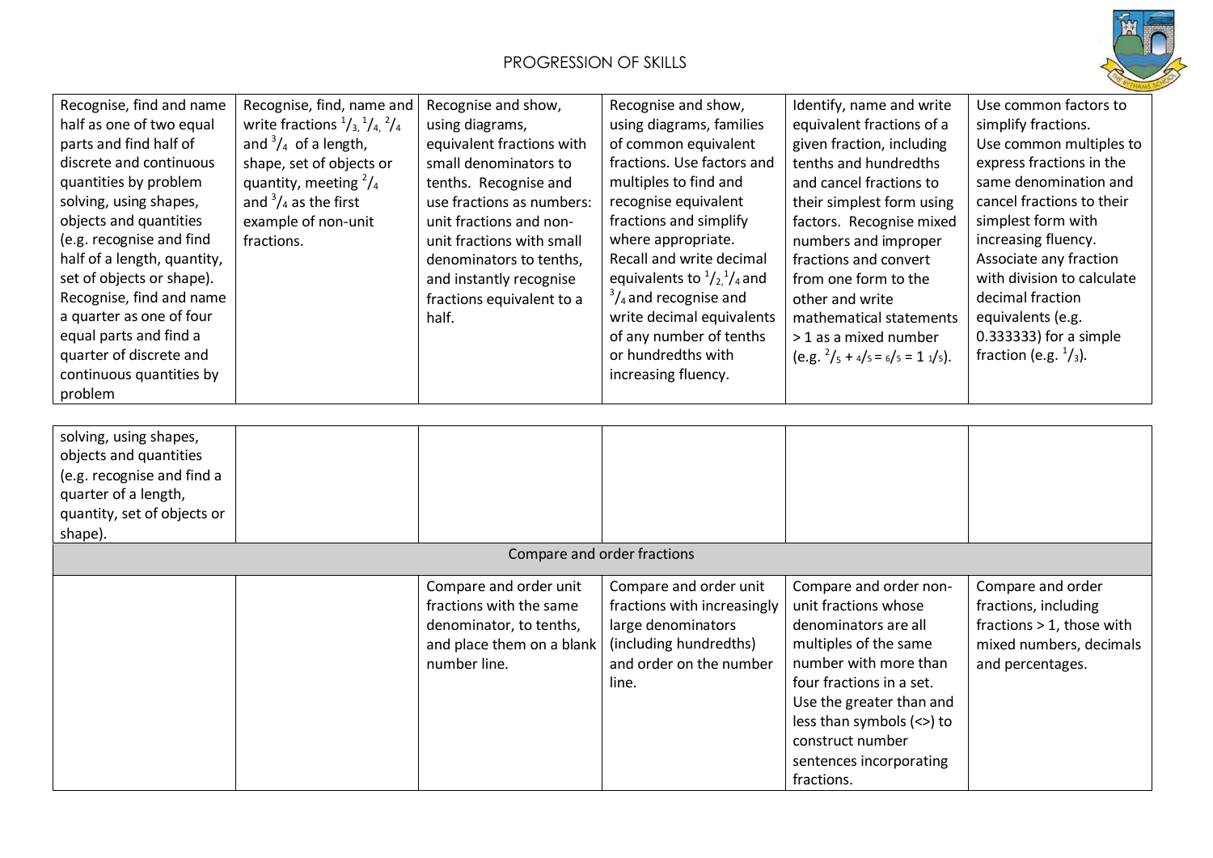PROGRESSION OF SKILLS

| | | | | | |
|---|---|---|---|---|---|
| Recognise, find and name half as one of two equal parts and find half of discrete and continuous quantities by problem solving, using shapes, objects and quantities (e.g. recognise and find half of a length, quantity, set of objects or shape). Recognise, find and name a quarter as one of four equal parts and find a quarter of discrete and continuous quantities by problem solving, using shapes, objects and quantities (e.g. recognise and find a quarter of a length, quantity, set of objects or shape). | Recognise, find, name and write fractions $^1/_3$, $^1/_4$, $^2/_4$ and $^3/_4$ of a length, shape, set of objects or quantity, meeting $^2/_4$ and $^3/_4$ as the first example of non-unit fractions. | Recognise and show, using diagrams, equivalent fractions with small denominators to tenths. Recognise and use fractions as numbers: unit fractions and non-unit fractions with small denominators to tenths, and instantly recognise fractions equivalent to a half. | Recognise and show, using diagrams, families of common equivalent fractions. Use factors and multiples to find and recognise equivalent fractions and simplify where appropriate. Recall and write decimal equivalents to $^1/_2$, $^1/_4$ and $^3/_4$ and recognise and write decimal equivalents of any number of tenths or hundredths with increasing fluency. | Identify, name and write equivalent fractions of a given fraction, including tenths and hundredths and cancel fractions to their simplest form using factors. Recognise mixed numbers and improper fractions and convert from one form to the other and write mathematical statements > 1 as a mixed number (e.g. $^2/_5 + {}^4/_5 = {}^6/_5 = 1\,{}^1/_5$). | Use common factors to simplify fractions. Use common multiples to express fractions in the same denomination and cancel fractions to their simplest form with increasing fluency. Associate any fraction with division to calculate decimal fraction equivalents (e.g. 0.333333) for a simple fraction (e.g. $^1/_3$). |
| **Compare and order fractions** | | | | | |
| | | Compare and order unit fractions with the same denominator, to tenths, and place them on a blank number line. | Compare and order unit fractions with increasingly large denominators (including hundredths) and order on the number line. | Compare and order non-unit fractions whose denominators are all multiples of the same number with more than four fractions in a set. Use the greater than and less than symbols (<>) to construct number sentences incorporating fractions. | Compare and order fractions, including fractions > 1, those with mixed numbers, decimals and percentages. |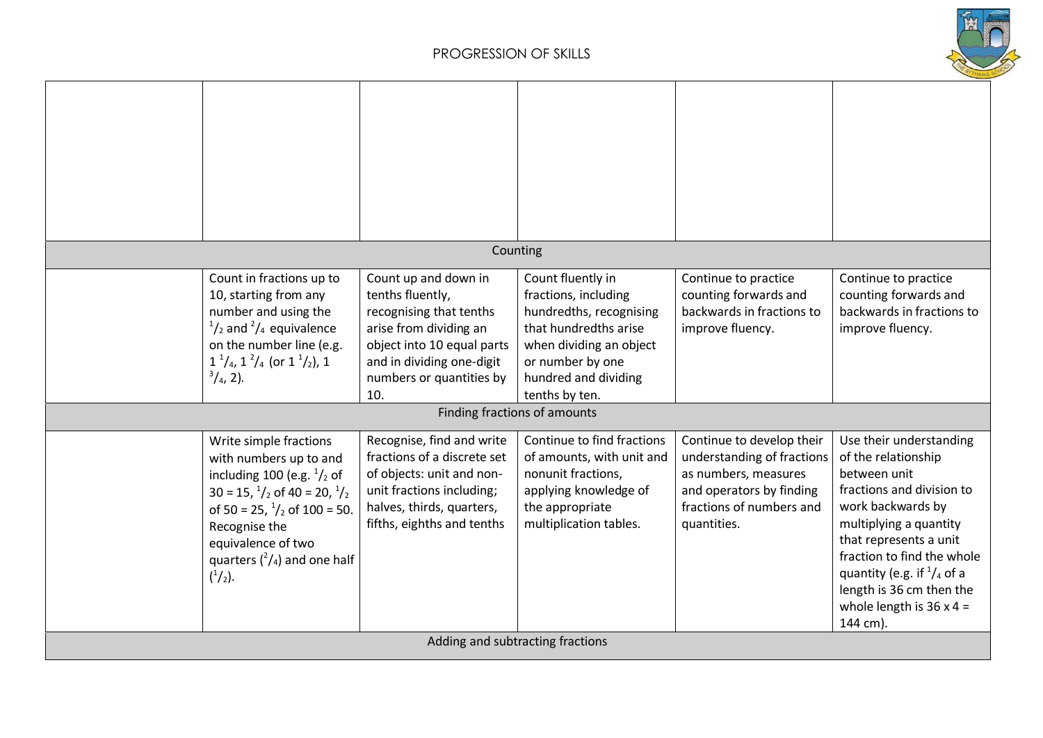PROGRESSION OF SKILLS

| | | | | | |
|---|---|---|---|---|---|
| | | | | | |
| Counting | | | | | |
| | Count in fractions up to 10, starting from any number and using the $^1/_2$ and $^2/_4$ equivalence on the number line (e.g. $1\,^1/_4$, $1\,^2/_4$ (or $1\,^1/_2$), $1\,^3/_4$, 2). | Count up and down in tenths fluently, recognising that tenths arise from dividing an object into 10 equal parts and in dividing one-digit numbers or quantities by 10. | Count fluently in fractions, including hundredths, recognising that hundredths arise when dividing an object or number by one hundred and dividing tenths by ten. | Continue to practice counting forwards and backwards in fractions to improve fluency. | Continue to practice counting forwards and backwards in fractions to improve fluency. |
| Finding fractions of amounts | | | | | |
| | Write simple fractions with numbers up to and including 100 (e.g. $^1/_2$ of 30 = 15, $^1/_2$ of 40 = 20, $^1/_2$ of 50 = 25, $^1/_2$ of 100 = 50. Recognise the equivalence of two quarters ($^2/_4$) and one half ($^1/_2$). | Recognise, find and write fractions of a discrete set of objects: unit and non-unit fractions including; halves, thirds, quarters, fifths, eighths and tenths | Continue to find fractions of amounts, with unit and nonunit fractions, applying knowledge of the appropriate multiplication tables. | Continue to develop their understanding of fractions as numbers, measures and operators by finding fractions of numbers and quantities. | Use their understanding of the relationship between unit fractions and division to work backwards by multiplying a quantity that represents a unit fraction to find the whole quantity (e.g. if $^1/_4$ of a length is 36 cm then the whole length is 36 x 4 = 144 cm). |
| Adding and subtracting fractions | | | | | |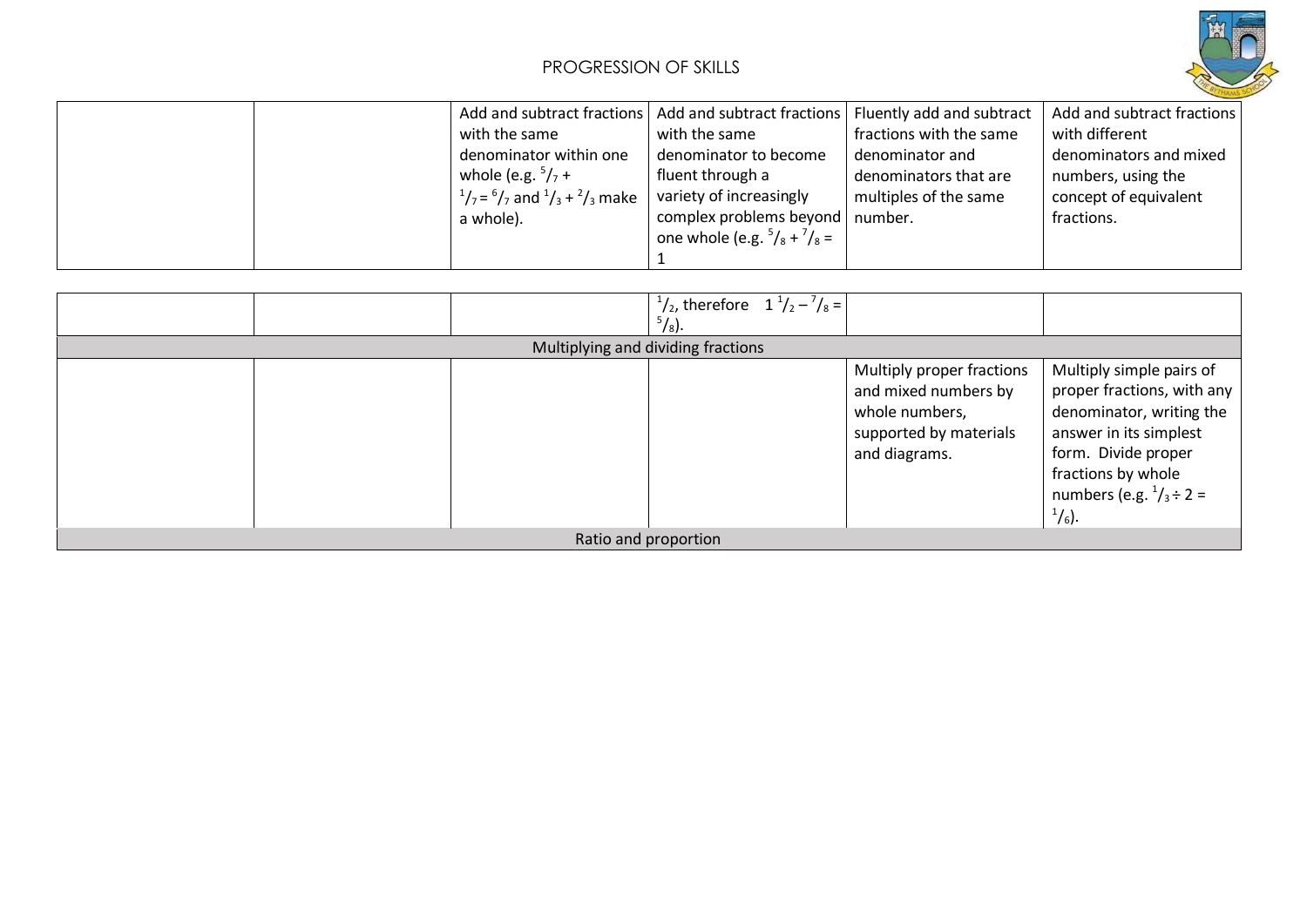# PROGRESSION OF SKILLS

| | | | | | |
|---|---|---|---|---|---|
| | | Add and subtract fractions with the same denominator within one whole (e.g. $^5/_7$ + $^1/_7$ = $^6/_7$ and $^1/_3$ + $^2/_3$ make a whole). | Add and subtract fractions with the same denominator to become fluent through a variety of increasingly complex problems beyond one whole (e.g. $^5/_8$ + $^7/_8$ = 1 $^1/_2$, therefore 1 $^1/_2$ – $^7/_8$ = $^5/_8$). | Fluently add and subtract fractions with the same denominator and denominators that are multiples of the same number. | Add and subtract fractions with different denominators and mixed numbers, using the concept of equivalent fractions. |
| **Multiplying and dividing fractions** | | | | | |
| | | | | Multiply proper fractions and mixed numbers by whole numbers, supported by materials and diagrams. | Multiply simple pairs of proper fractions, with any denominator, writing the answer in its simplest form. Divide proper fractions by whole numbers (e.g. $^1/_3$ ÷ 2 = $^1/_6$). |
| **Ratio and proportion** | | | | | |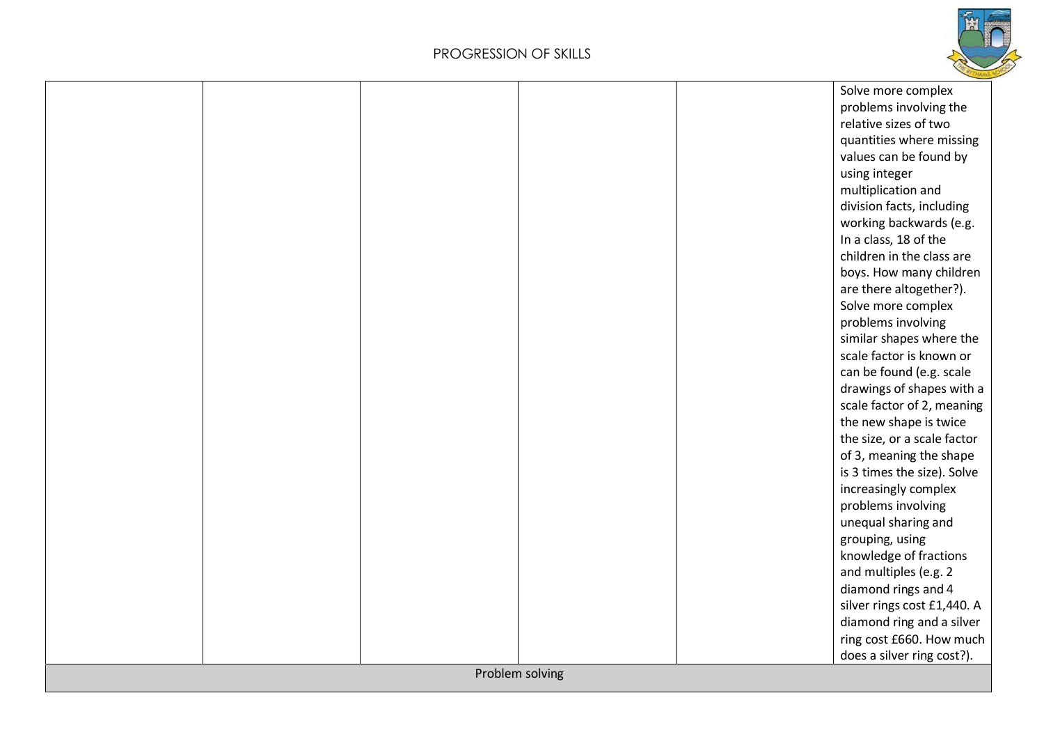| | | | | | |
|---|---|---|---|---|---|
| | | | | | Solve more complex problems involving the relative sizes of two quantities where missing values can be found by using integer multiplication and division facts, including working backwards (e.g. In a class, 18 of the children in the class are boys. How many children are there altogether?). Solve more complex problems involving similar shapes where the scale factor is known or can be found (e.g. scale drawings of shapes with a scale factor of 2, meaning the new shape is twice the size, or a scale factor of 3, meaning the shape is 3 times the size). Solve increasingly complex problems involving unequal sharing and grouping, using knowledge of fractions and multiples (e.g. 2 diamond rings and 4 silver rings cost £1,440. A diamond ring and a silver ring cost £660. How much does a silver ring cost?). |
| Problem solving | | | | | |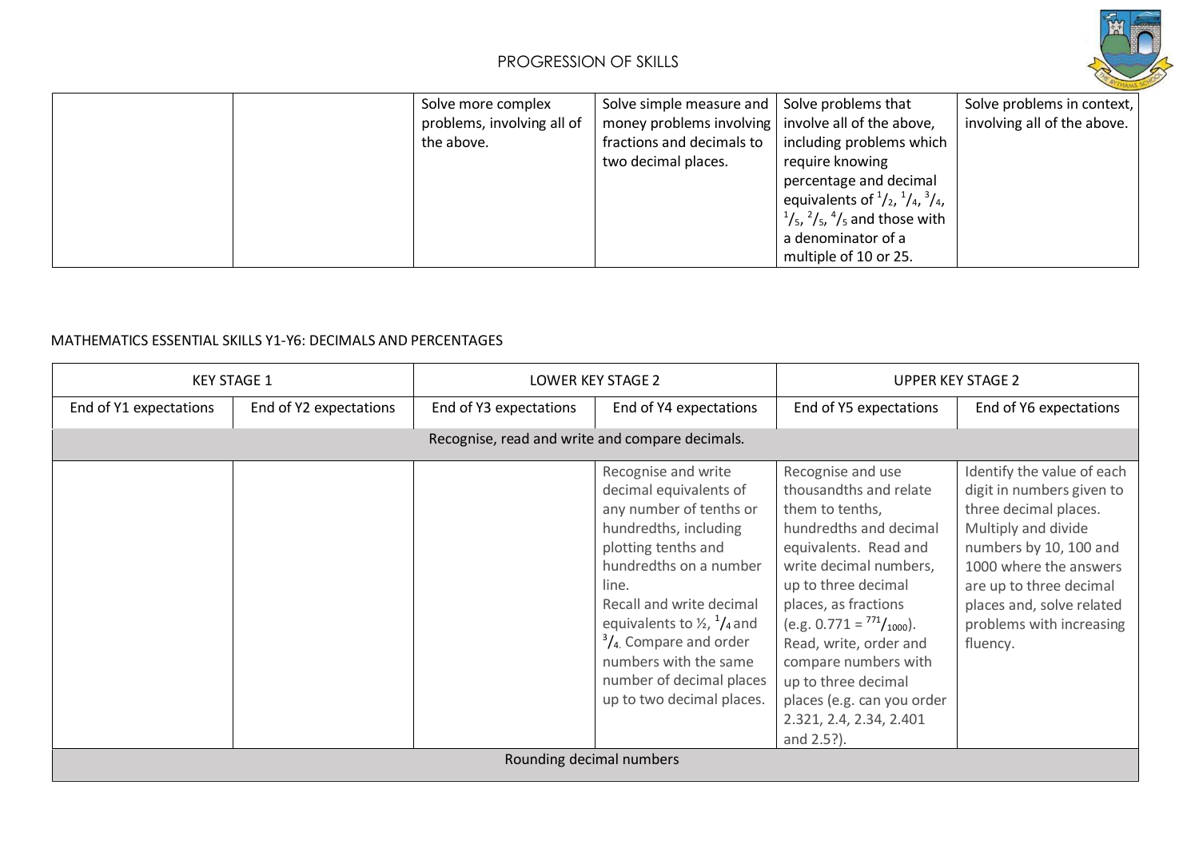| | | | | | |
|---|---|---|---|---|---|
| | | Solve more complex problems, involving all of the above. | Solve simple measure and money problems involving fractions and decimals to two decimal places. | Solve problems that involve all of the above, including problems which require knowing percentage and decimal equivalents of $^1/_2$, $^1/_4$, $^3/_4$, $^1/_5$, $^2/_5$, $^4/_5$ and those with a denominator of a multiple of 10 or 25. | Solve problems in context, involving all of the above. |

MATHEMATICS ESSENTIAL SKILLS Y1-Y6: DECIMALS AND PERCENTAGES

| KEY STAGE 1 | | LOWER KEY STAGE 2 | | UPPER KEY STAGE 2 | |
|---|---|---|---|---|---|
| End of Y1 expectations | End of Y2 expectations | End of Y3 expectations | End of Y4 expectations | End of Y5 expectations | End of Y6 expectations |
| Recognise, read and write and compare decimals. | | | | | |
| | | | Recognise and write decimal equivalents of any number of tenths or hundredths, including plotting tenths and hundredths on a number line. Recall and write decimal equivalents to ½, $^1/_4$ and $^3/_4$. Compare and order numbers with the same number of decimal places up to two decimal places. | Recognise and use thousandths and relate them to tenths, hundredths and decimal equivalents. Read and write decimal numbers, up to three decimal places, as fractions (e.g. $0.771 = ^{771}/_{1000}$). Read, write, order and compare numbers with up to three decimal places (e.g. can you order 2.321, 2.4, 2.34, 2.401 and 2.5?). | Identify the value of each digit in numbers given to three decimal places. Multiply and divide numbers by 10, 100 and 1000 where the answers are up to three decimal places and, solve related problems with increasing fluency. |
| Rounding decimal numbers | | | | | |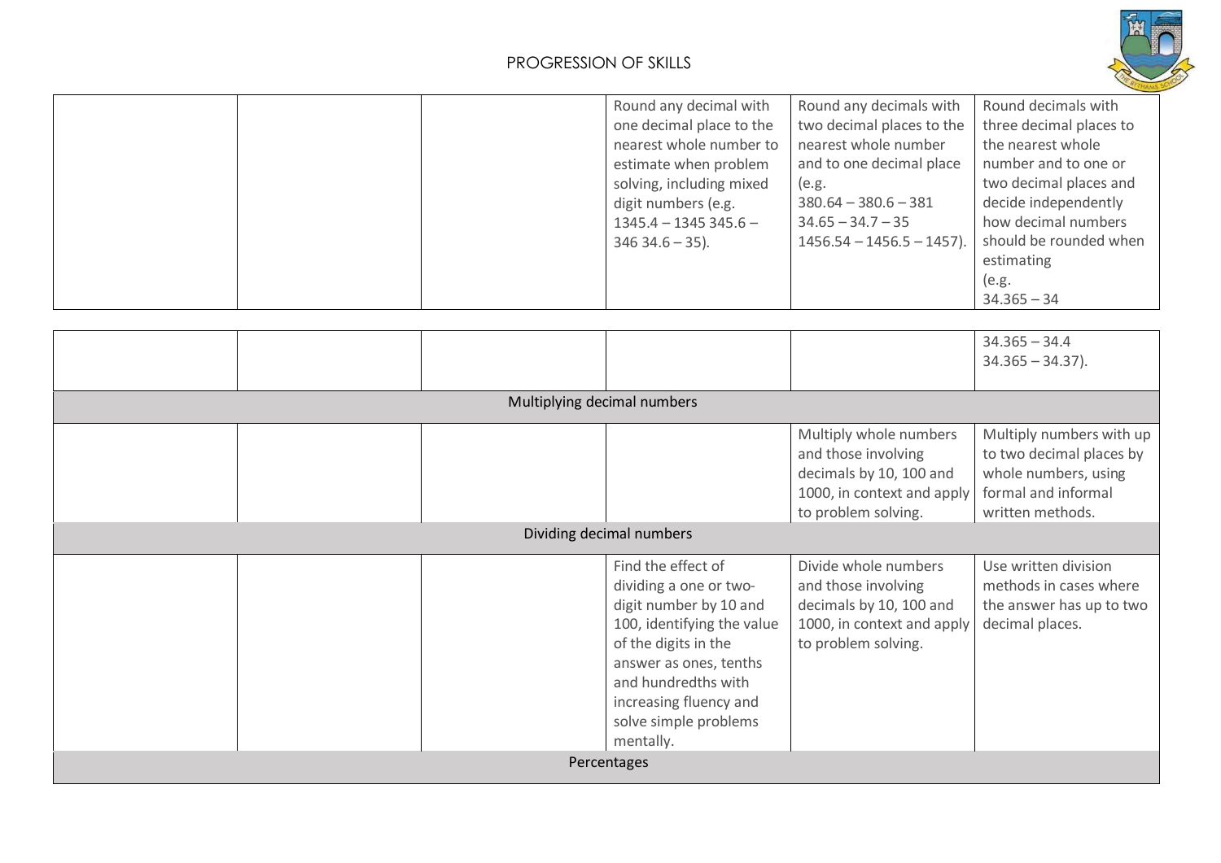| | | | | | |
|---|---|---|---|---|---|
| | | | Round any decimal with one decimal place to the nearest whole number to estimate when problem solving, including mixed digit numbers (e.g. 1345.4 – 1345 345.6 – 346 34.6 – 35). | Round any decimals with two decimal places to the nearest whole number and to one decimal place (e.g. 380.64 – 380.6 – 381 34.65 – 34.7 – 35 1456.54 – 1456.5 – 1457). | Round decimals with three decimal places to the nearest whole number and to one or two decimal places and decide independently how decimal numbers should be rounded when estimating (e.g. 34.365 – 34 34.365 – 34.4 34.365 – 34.37). |
| **Multiplying decimal numbers** | | | | | |
| | | | | Multiply whole numbers and those involving decimals by 10, 100 and 1000, in context and apply to problem solving. | Multiply numbers with up to two decimal places by whole numbers, using formal and informal written methods. |
| **Dividing decimal numbers** | | | | | |
| | | | Find the effect of dividing a one or two-digit number by 10 and 100, identifying the value of the digits in the answer as ones, tenths and hundredths with increasing fluency and solve simple problems mentally. | Divide whole numbers and those involving decimals by 10, 100 and 1000, in context and apply to problem solving. | Use written division methods in cases where the answer has up to two decimal places. |
| **Percentages** | | | | | |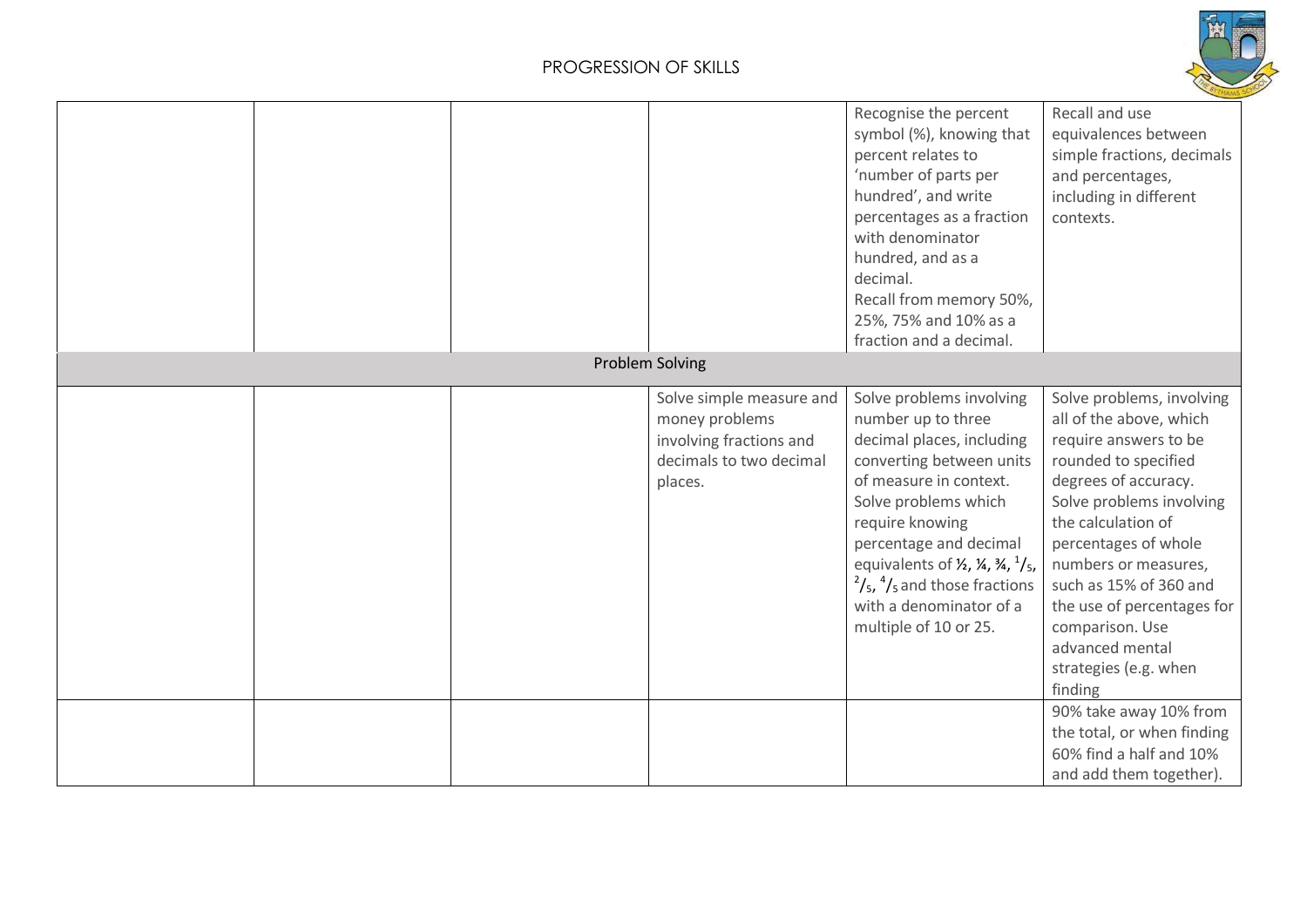# PROGRESSION OF SKILLS

| | | | | | |
|---|---|---|---|---|---|
| | | | | Recognise the percent symbol (%), knowing that percent relates to 'number of parts per hundred', and write percentages as a fraction with denominator hundred, and as a decimal. Recall from memory 50%, 25%, 75% and 10% as a fraction and a decimal. | Recall and use equivalences between simple fractions, decimals and percentages, including in different contexts. |
| Problem Solving | | | | | |
| | | | Solve simple measure and money problems involving fractions and decimals to two decimal places. | Solve problems involving number up to three decimal places, including converting between units of measure in context. Solve problems which require knowing percentage and decimal equivalents of ½, ¼, ¾, $^{1}/_{5}$, $^{2}/_{5}$, $^{4}/_{5}$ and those fractions with a denominator of a multiple of 10 or 25. | Solve problems, involving all of the above, which require answers to be rounded to specified degrees of accuracy. Solve problems involving the calculation of percentages of whole numbers or measures, such as 15% of 360 and the use of percentages for comparison. Use advanced mental strategies (e.g. when finding |
| | | | | | 90% take away 10% from the total, or when finding 60% find a half and 10% and add them together). |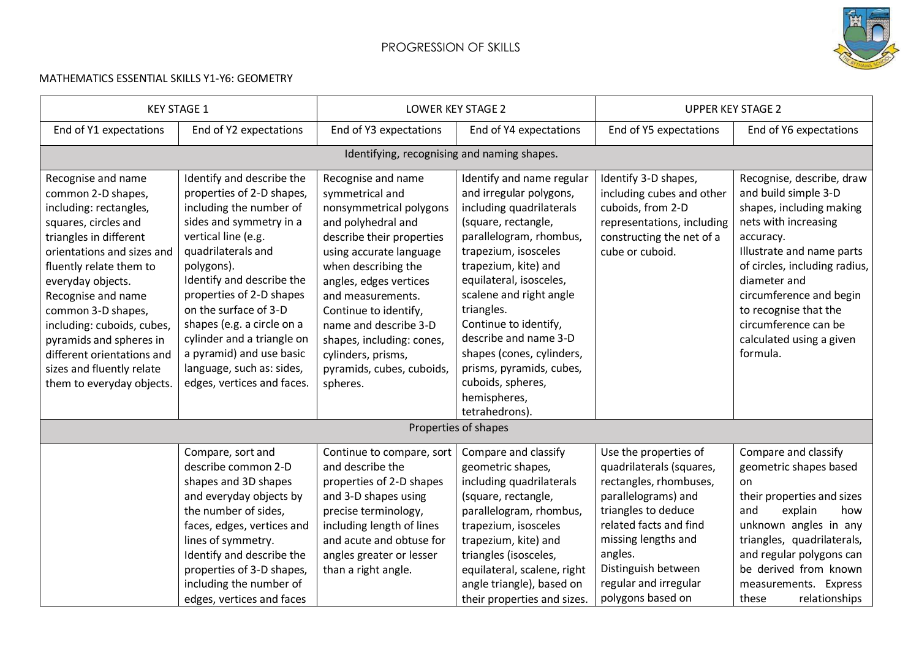PROGRESSION OF SKILLS

MATHEMATICS ESSENTIAL SKILLS Y1-Y6: GEOMETRY

| KEY STAGE 1 | | LOWER KEY STAGE 2 | | UPPER KEY STAGE 2 | |
|---|---|---|---|---|---|
| End of Y1 expectations | End of Y2 expectations | End of Y3 expectations | End of Y4 expectations | End of Y5 expectations | End of Y6 expectations |
| Identifying, recognising and naming shapes. | | | | | |
| Recognise and name common 2-D shapes, including: rectangles, squares, circles and triangles in different orientations and sizes and fluently relate them to everyday objects. Recognise and name common 3-D shapes, including: cuboids, cubes, pyramids and spheres in different orientations and sizes and fluently relate them to everyday objects. | Identify and describe the properties of 2-D shapes, including the number of sides and symmetry in a vertical line (e.g. quadrilaterals and polygons). Identify and describe the properties of 2-D shapes on the surface of 3-D shapes (e.g. a circle on a cylinder and a triangle on a pyramid) and use basic language, such as: sides, edges, vertices and faces. | Recognise and name symmetrical and nonsymmetrical polygons and polyhedral and describe their properties using accurate language when describing the angles, edges vertices and measurements. Continue to identify, name and describe 3-D shapes, including: cones, cylinders, prisms, pyramids, cubes, cuboids, spheres. | Identify and name regular and irregular polygons, including quadrilaterals (square, rectangle, parallelogram, rhombus, trapezium, isosceles trapezium, kite) and equilateral, isosceles, scalene and right angle triangles. Continue to identify, describe and name 3-D shapes (cones, cylinders, prisms, pyramids, cubes, cuboids, spheres, hemispheres, tetrahedrons). | Identify 3-D shapes, including cubes and other cuboids, from 2-D representations, including constructing the net of a cube or cuboid. | Recognise, describe, draw and build simple 3-D shapes, including making nets with increasing accuracy. Illustrate and name parts of circles, including radius, diameter and circumference and begin to recognise that the circumference can be calculated using a given formula. |
| Properties of shapes | | | | | |
| | Compare, sort and describe common 2-D shapes and 3D shapes and everyday objects by the number of sides, faces, edges, vertices and lines of symmetry. Identify and describe the properties of 3-D shapes, including the number of edges, vertices and faces | Continue to compare, sort and describe the properties of 2-D shapes and 3-D shapes using precise terminology, including length of lines and acute and obtuse for angles greater or lesser than a right angle. | Compare and classify geometric shapes, including quadrilaterals (square, rectangle, parallelogram, rhombus, trapezium, isosceles trapezium, kite) and triangles (isosceles, equilateral, scalene, right angle triangle), based on their properties and sizes. | Use the properties of quadrilaterals (squares, rectangles, rhombuses, parallelograms) and triangles to deduce related facts and find missing lengths and angles. Distinguish between regular and irregular polygons based on | Compare and classify geometric shapes based on their properties and sizes and explain how unknown angles in any triangles, quadrilaterals, and regular polygons can be derived from known measurements. Express these relationships |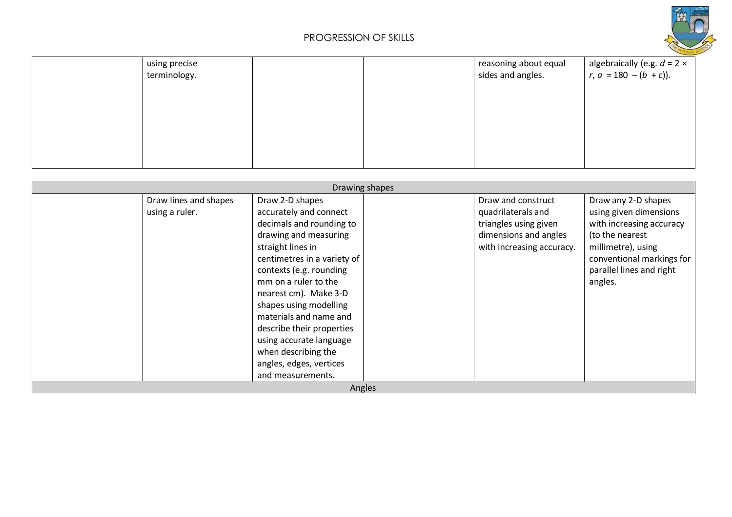| | | | | | |
|---|---|---|---|---|---|
| | using precise terminology. | | | reasoning about equal sides and angles. | algebraically (e.g. $d = 2 \times r$, $a = 180 - (b + c)$). |

| Drawing shapes | | | | | |
|---|---|---|---|---|---|
| | Draw lines and shapes using a ruler. | Draw 2-D shapes accurately and connect decimals and rounding to drawing and measuring straight lines in centimetres in a variety of contexts (e.g. rounding mm on a ruler to the nearest cm). Make 3-D shapes using modelling materials and name and describe their properties using accurate language when describing the angles, edges, vertices and measurements. | | Draw and construct quadrilaterals and triangles using given dimensions and angles with increasing accuracy. | Draw any 2-D shapes using given dimensions with increasing accuracy (to the nearest millimetre), using conventional markings for parallel lines and right angles. |
| Angles | | | | | |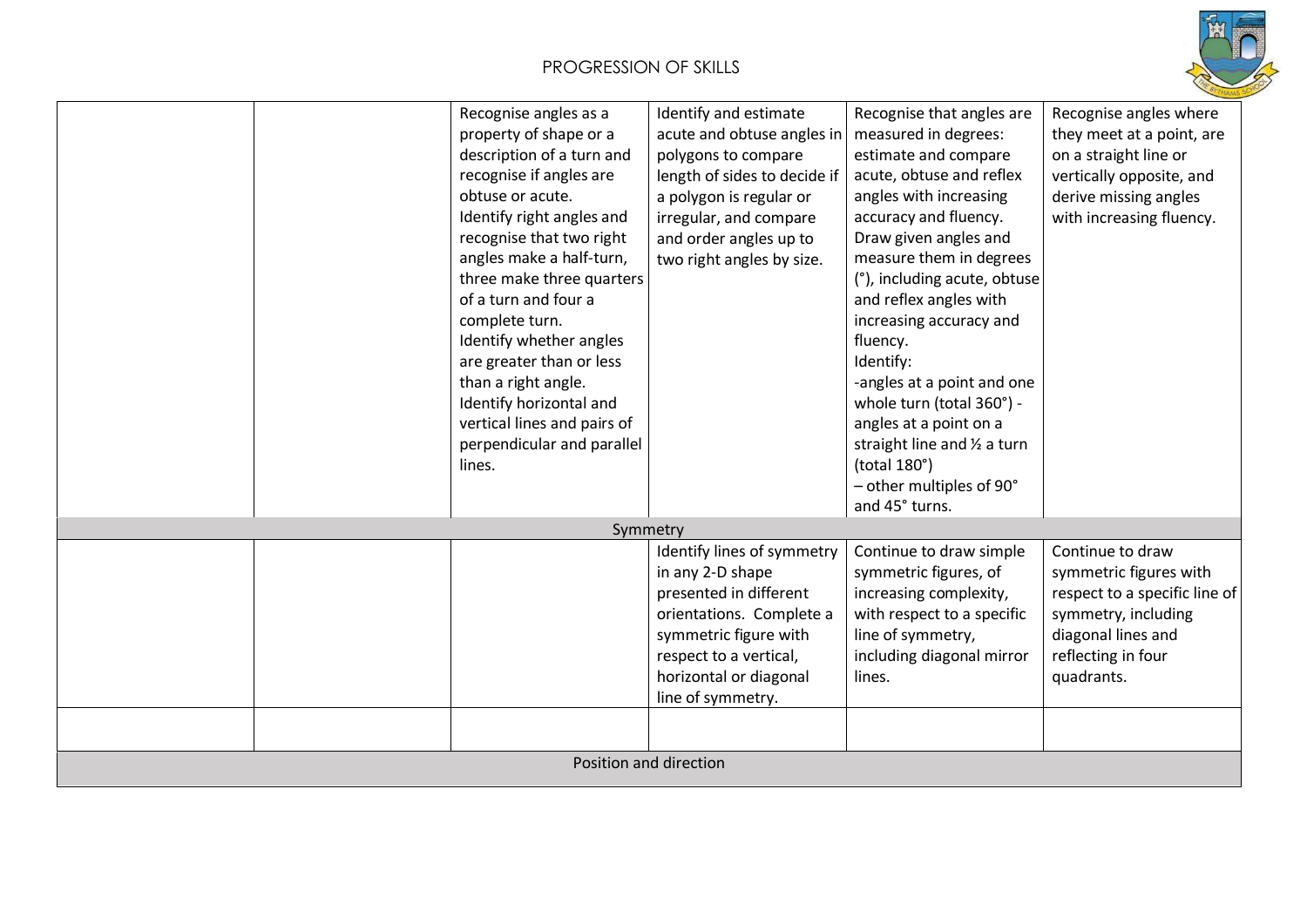PROGRESSION OF SKILLS

| | | | | | |
|---|---|---|---|---|---|
| | | Recognise angles as a property of shape or a description of a turn and recognise if angles are obtuse or acute. Identify right angles and recognise that two right angles make a half-turn, three make three quarters of a turn and four a complete turn. Identify whether angles are greater than or less than a right angle. Identify horizontal and vertical lines and pairs of perpendicular and parallel lines. | Identify and estimate acute and obtuse angles in polygons to compare length of sides to decide if a polygon is regular or irregular, and compare and order angles up to two right angles by size. | Recognise that angles are measured in degrees: estimate and compare acute, obtuse and reflex angles with increasing accuracy and fluency. Draw given angles and measure them in degrees (°), including acute, obtuse and reflex angles with increasing accuracy and fluency. Identify: -angles at a point and one whole turn (total 360°) - angles at a point on a straight line and ½ a turn (total 180°) – other multiples of 90° and 45° turns. | Recognise angles where they meet at a point, are on a straight line or vertically opposite, and derive missing angles with increasing fluency. |
| **Symmetry** | | | | | |
| | | | Identify lines of symmetry in any 2-D shape presented in different orientations. Complete a symmetric figure with respect to a vertical, horizontal or diagonal line of symmetry. | Continue to draw simple symmetric figures, of increasing complexity, with respect to a specific line of symmetry, including diagonal mirror lines. | Continue to draw symmetric figures with respect to a specific line of symmetry, including diagonal lines and reflecting in four quadrants. |
| | | | | | |
| **Position and direction** | | | | | |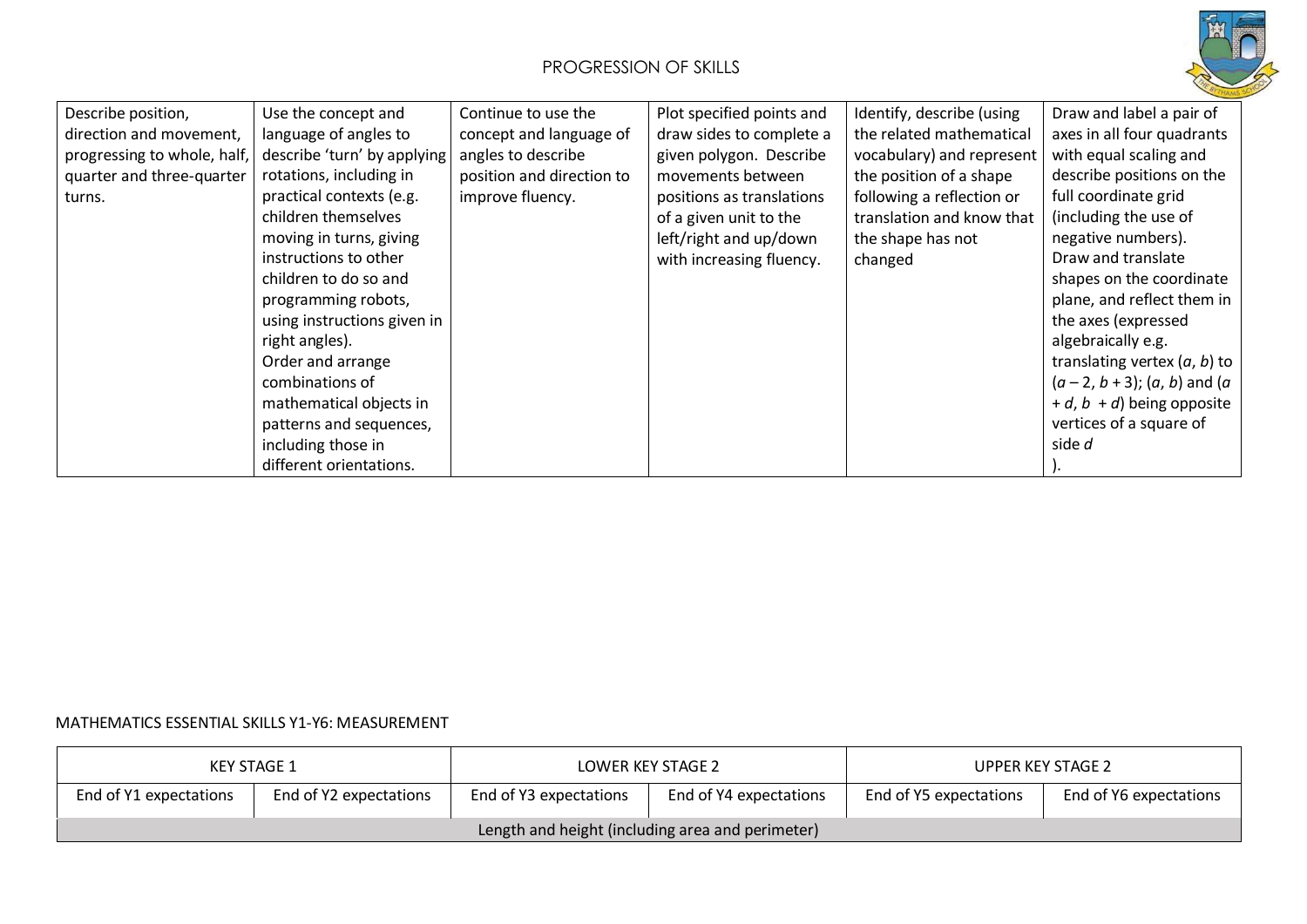| | | | | | |
|---|---|---|---|---|---|
| Describe position, direction and movement, progressing to whole, half, quarter and three-quarter turns. | Use the concept and language of angles to describe 'turn' by applying rotations, including in practical contexts (e.g. children themselves moving in turns, giving instructions to other children to do so and programming robots, using instructions given in right angles).<br>Order and arrange combinations of mathematical objects in patterns and sequences, including those in different orientations. | Continue to use the concept and language of angles to describe position and direction to improve fluency. | Plot specified points and draw sides to complete a given polygon. Describe movements between positions as translations of a given unit to the left/right and up/down with increasing fluency. | Identify, describe (using the related mathematical vocabulary) and represent the position of a shape following a reflection or translation and know that the shape has not changed | Draw and label a pair of axes in all four quadrants with equal scaling and describe positions on the full coordinate grid (including the use of negative numbers).<br>Draw and translate shapes on the coordinate plane, and reflect them in the axes (expressed algebraically e.g. translating vertex $(a, b)$ to $(a-2, b+3)$; $(a, b)$ and $(a+d, b+d)$ being opposite vertices of a square of side $d$ ). |

MATHEMATICS ESSENTIAL SKILLS Y1-Y6: MEASUREMENT

| KEY STAGE 1 | | LOWER KEY STAGE 2 | | UPPER KEY STAGE 2 | |
|---|---|---|---|---|---|
| End of Y1 expectations | End of Y2 expectations | End of Y3 expectations | End of Y4 expectations | End of Y5 expectations | End of Y6 expectations |
| Length and height (including area and perimeter) | | | | | |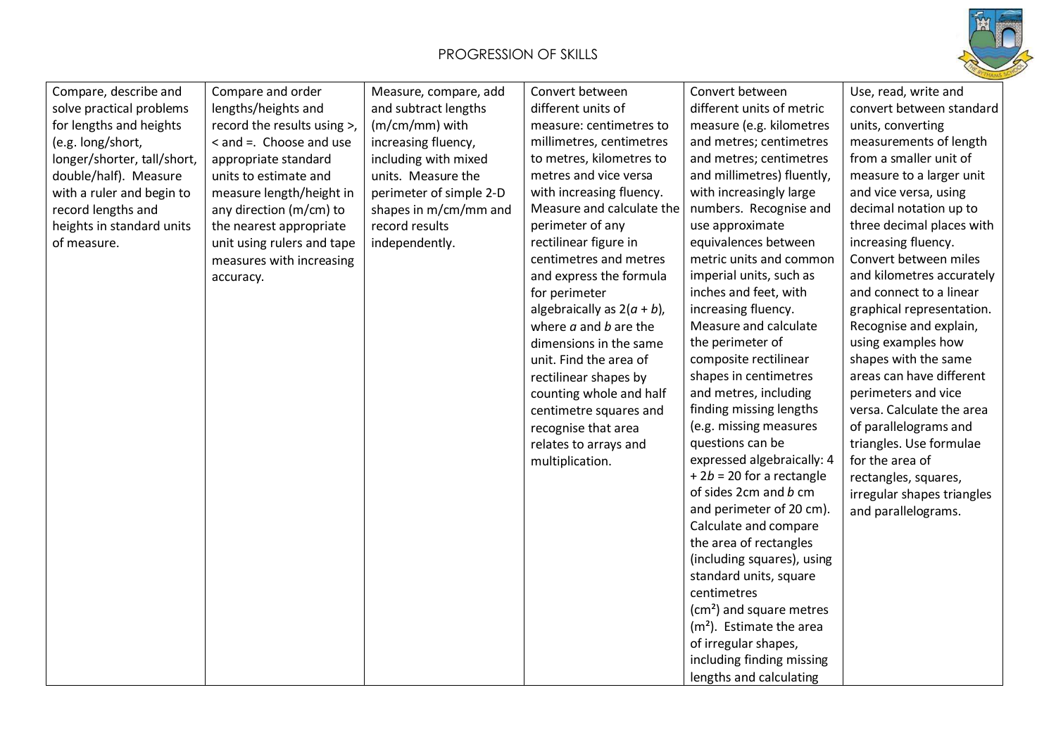# PROGRESSION OF SKILLS

| | | | | | |
|---|---|---|---|---|---|
| Compare, describe and solve practical problems for lengths and heights (e.g. long/short, longer/shorter, tall/short, double/half). Measure with a ruler and begin to record lengths and heights in standard units of measure. | Compare and order lengths/heights and record the results using >, < and =. Choose and use appropriate standard units to estimate and measure length/height in any direction (m/cm) to the nearest appropriate unit using rulers and tape measures with increasing accuracy. | Measure, compare, add and subtract lengths (m/cm/mm) with increasing fluency, including with mixed units. Measure the perimeter of simple 2-D shapes in m/cm/mm and record results independently. | Convert between different units of measure: centimetres to millimetres, centimetres to metres, kilometres to metres and vice versa with increasing fluency. Measure and calculate the perimeter of any rectilinear figure in centimetres and metres and express the formula for perimeter algebraically as $2(a + b)$, where $a$ and $b$ are the dimensions in the same unit. Find the area of rectilinear shapes by counting whole and half centimetre squares and recognise that area relates to arrays and multiplication. | Convert between different units of metric measure (e.g. kilometres and metres; centimetres and metres; centimetres and millimetres) fluently, with increasingly large numbers. Recognise and use approximate equivalences between metric units and common imperial units, such as inches and feet, with increasing fluency. Measure and calculate the perimeter of composite rectilinear shapes in centimetres and metres, including finding missing lengths (e.g. missing measures questions can be expressed algebraically: $4 + 2b = 20$ for a rectangle of sides 2cm and $b$ cm and perimeter of 20 cm). Calculate and compare the area of rectangles (including squares), using standard units, square centimetres ($cm^2$) and square metres ($m^2$). Estimate the area of irregular shapes, including finding missing lengths and calculating | Use, read, write and convert between standard units, converting measurements of length from a smaller unit of measure to a larger unit and vice versa, using decimal notation up to three decimal places with increasing fluency. Convert between miles and kilometres accurately and connect to a linear graphical representation. Recognise and explain, using examples how shapes with the same areas can have different perimeters and vice versa. Calculate the area of parallelograms and triangles. Use formulae for the area of rectangles, squares, irregular shapes triangles and parallelograms. |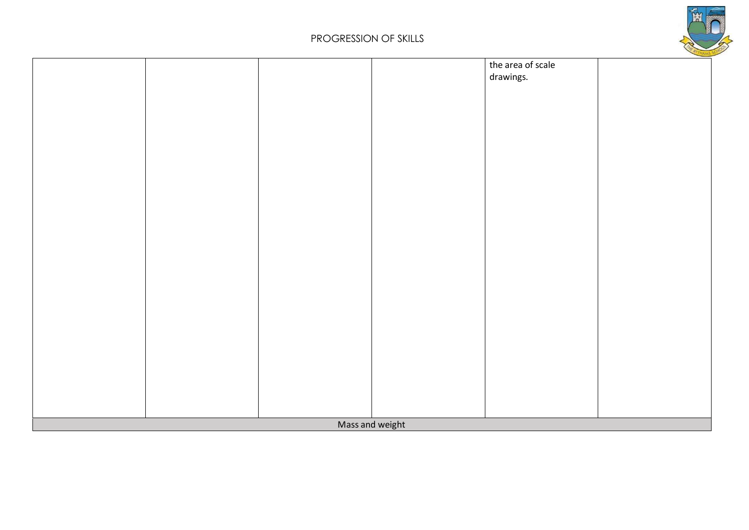| | | | | | |
|---|---|---|---|---|---|
| | | | | the area of scale drawings. | |
| Mass and weight | | | | | |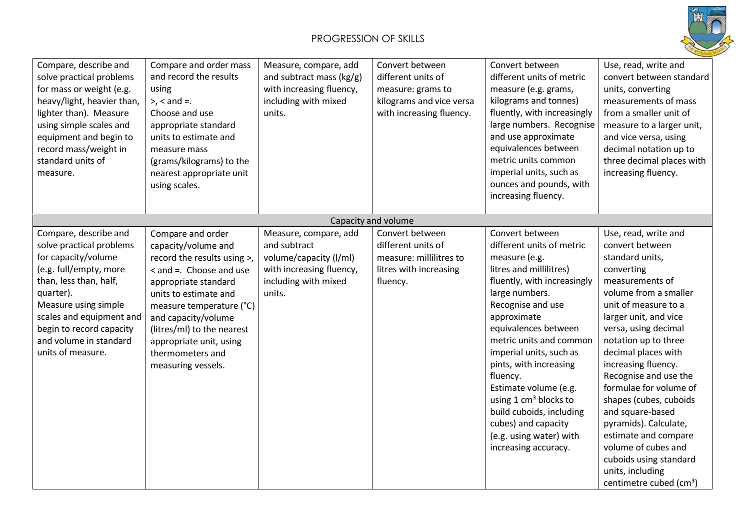# PROGRESSION OF SKILLS

| | | | | | |
|---|---|---|---|---|---|
| Compare, describe and solve practical problems for mass or weight (e.g. heavy/light, heavier than, lighter than). Measure using simple scales and equipment and begin to record mass/weight in standard units of measure. | Compare and order mass and record the results using >, < and =. Choose and use appropriate standard units to estimate and measure mass (grams/kilograms) to the nearest appropriate unit using scales. | Measure, compare, add and subtract mass (kg/g) with increasing fluency, including with mixed units. | Convert between different units of measure: grams to kilograms and vice versa with increasing fluency. | Convert between different units of metric measure (e.g. grams, kilograms and tonnes) fluently, with increasingly large numbers. Recognise and use approximate equivalences between metric units common imperial units, such as ounces and pounds, with increasing fluency. | Use, read, write and convert between standard units, converting measurements of mass from a smaller unit of measure to a larger unit, and vice versa, using decimal notation up to three decimal places with increasing fluency. |
| **Capacity and volume** | | | | | |
| Compare, describe and solve practical problems for capacity/volume (e.g. full/empty, more than, less than, half, quarter). Measure using simple scales and equipment and begin to record capacity and volume in standard units of measure. | Compare and order capacity/volume and record the results using >, < and =. Choose and use appropriate standard units to estimate and measure temperature (°C) and capacity/volume (litres/ml) to the nearest appropriate unit, using thermometers and measuring vessels. | Measure, compare, add and subtract volume/capacity (l/ml) with increasing fluency, including with mixed units. | Convert between different units of measure: millilitres to litres with increasing fluency. | Convert between different units of metric measure (e.g. litres and millilitres) fluently, with increasingly large numbers. Recognise and use approximate equivalences between metric units and common imperial units, such as pints, with increasing fluency. Estimate volume (e.g. using 1 $cm^3$ blocks to build cuboids, including cubes) and capacity (e.g. using water) with increasing accuracy. | Use, read, write and convert between standard units, converting measurements of volume from a smaller unit of measure to a larger unit, and vice versa, using decimal notation up to three decimal places with increasing fluency. Recognise and use the formulae for volume of shapes (cubes, cuboids and square-based pyramids). Calculate, estimate and compare volume of cubes and cuboids using standard units, including centimetre cubed ($cm^3$) |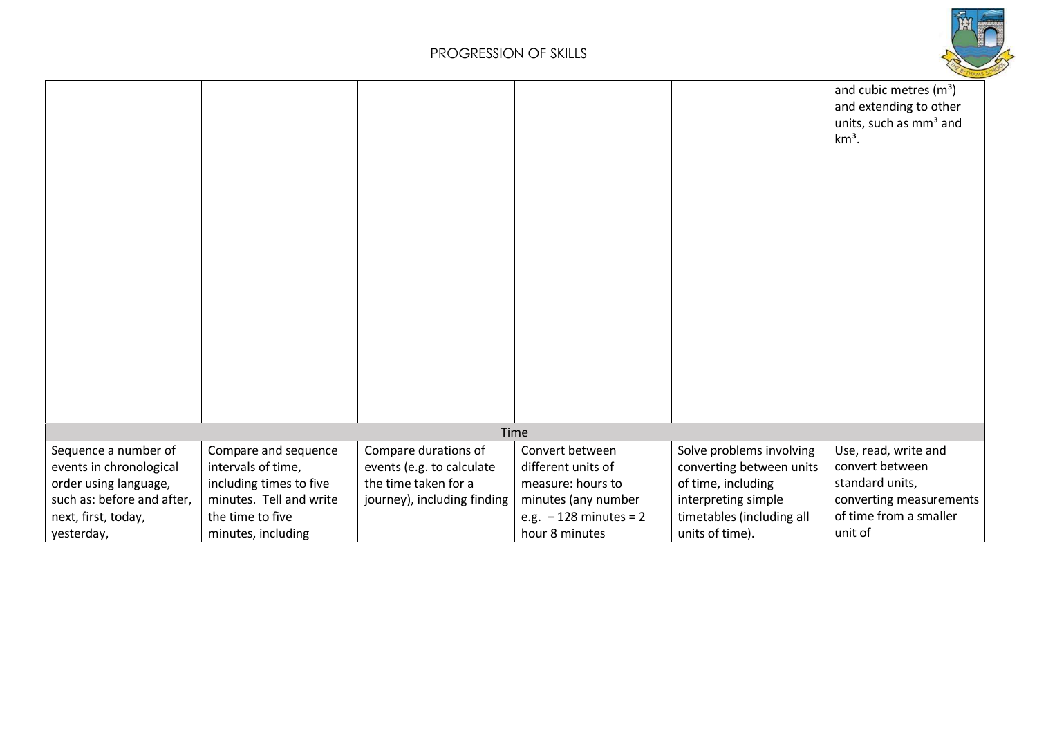# PROGRESSION OF SKILLS

| | | | | | |
|---|---|---|---|---|---|
| | | | | | and cubic metres ($m^3$) and extending to other units, such as $mm^3$ and $km^3$. |
| Time | | | | | |
| Sequence a number of events in chronological order using language, such as: before and after, next, first, today, yesterday, | Compare and sequence intervals of time, including times to five minutes. Tell and write the time to five minutes, including | Compare durations of events (e.g. to calculate the time taken for a journey), including finding | Convert between different units of measure: hours to minutes (any number e.g. – 128 minutes = 2 hour 8 minutes | Solve problems involving converting between units of time, including interpreting simple timetables (including all units of time). | Use, read, write and convert between standard units, converting measurements of time from a smaller unit of |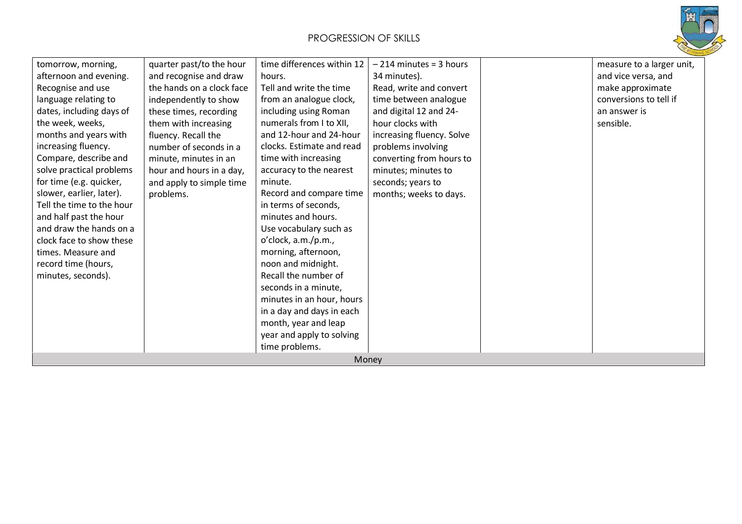| | | | | | |
|---|---|---|---|---|---|
| tomorrow, morning, afternoon and evening. Recognise and use language relating to dates, including days of the week, weeks, months and years with increasing fluency. Compare, describe and solve practical problems for time (e.g. quicker, slower, earlier, later). Tell the time to the hour and half past the hour and draw the hands on a clock face to show these times. Measure and record time (hours, minutes, seconds). | quarter past/to the hour and recognise and draw the hands on a clock face independently to show these times, recording them with increasing fluency. Recall the number of seconds in a minute, minutes in an hour and hours in a day, and apply to simple time problems. | time differences within 12 hours. Tell and write the time from an analogue clock, including using Roman numerals from I to XII, and 12-hour and 24-hour clocks. Estimate and read time with increasing accuracy to the nearest minute. Record and compare time in terms of seconds, minutes and hours. Use vocabulary such as o'clock, a.m./p.m., morning, afternoon, noon and midnight. Recall the number of seconds in a minute, minutes in an hour, hours in a day and days in each month, year and leap year and apply to solving time problems. | – 214 minutes = 3 hours 34 minutes). Read, write and convert time between analogue and digital 12 and 24-hour clocks with increasing fluency. Solve problems involving converting from hours to minutes; minutes to seconds; years to months; weeks to days. | | measure to a larger unit, and vice versa, and make approximate conversions to tell if an answer is sensible. |
| Money | | | | | |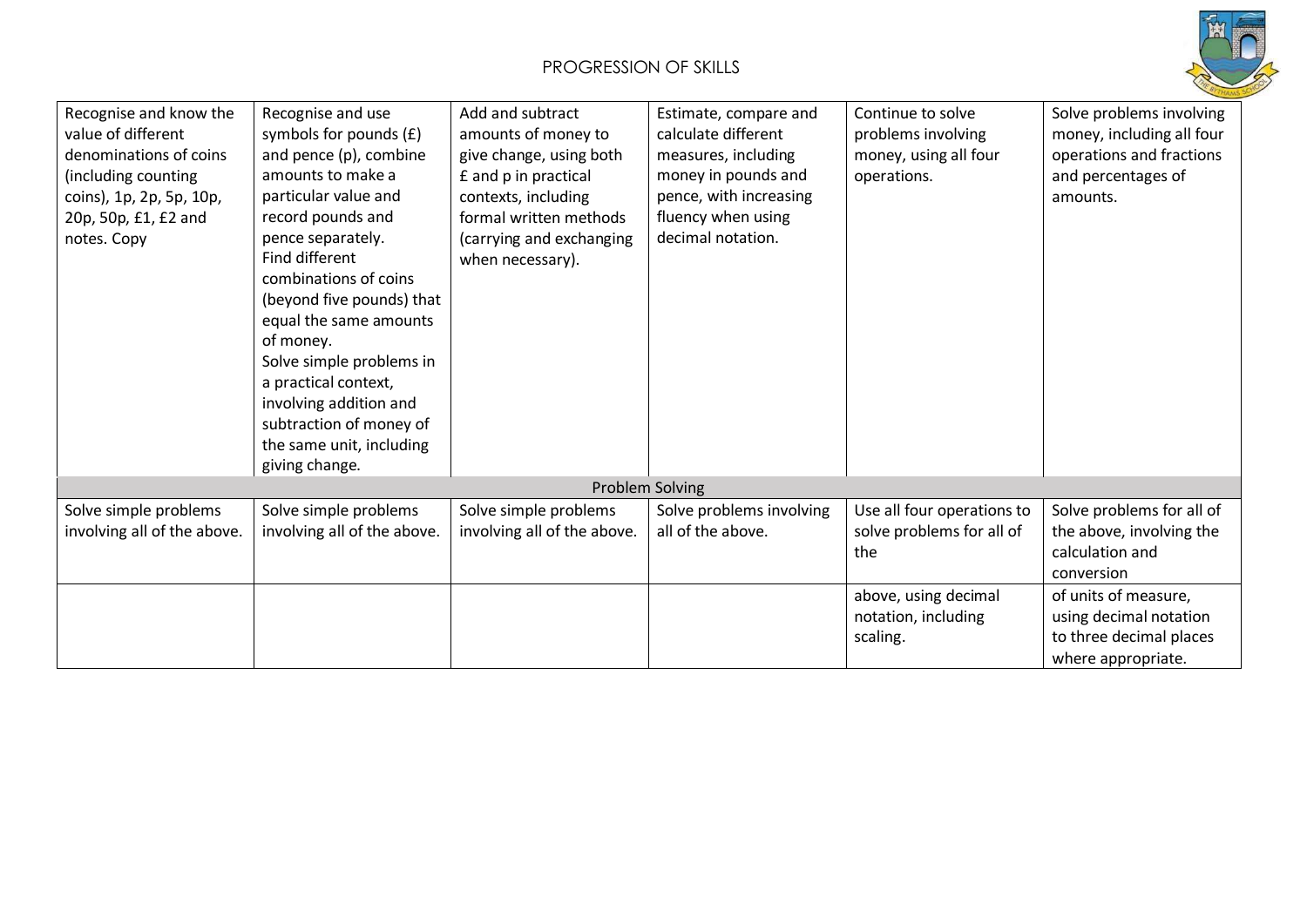# PROGRESSION OF SKILLS

| | | | | | |
|---|---|---|---|---|---|
| Recognise and know the value of different denominations of coins (including counting coins), 1p, 2p, 5p, 10p, 20p, 50p, £1, £2 and notes. Copy | Recognise and use symbols for pounds (£) and pence (p), combine amounts to make a particular value and record pounds and pence separately.<br>Find different combinations of coins (beyond five pounds) that equal the same amounts of money.<br>Solve simple problems in a practical context, involving addition and subtraction of money of the same unit, including giving change. | Add and subtract amounts of money to give change, using both £ and p in practical contexts, including formal written methods (carrying and exchanging when necessary). | Estimate, compare and calculate different measures, including money in pounds and pence, with increasing fluency when using decimal notation. | Continue to solve problems involving money, using all four operations. | Solve problems involving money, including all four operations and fractions and percentages of amounts. |
| **Problem Solving** | | | | | |
| Solve simple problems involving all of the above. | Solve simple problems involving all of the above. | Solve simple problems involving all of the above. | Solve problems involving all of the above. | Use all four operations to solve problems for all of the | Solve problems for all of the above, involving the calculation and conversion |
| | | | | above, using decimal notation, including scaling. | of units of measure, using decimal notation to three decimal places where appropriate. |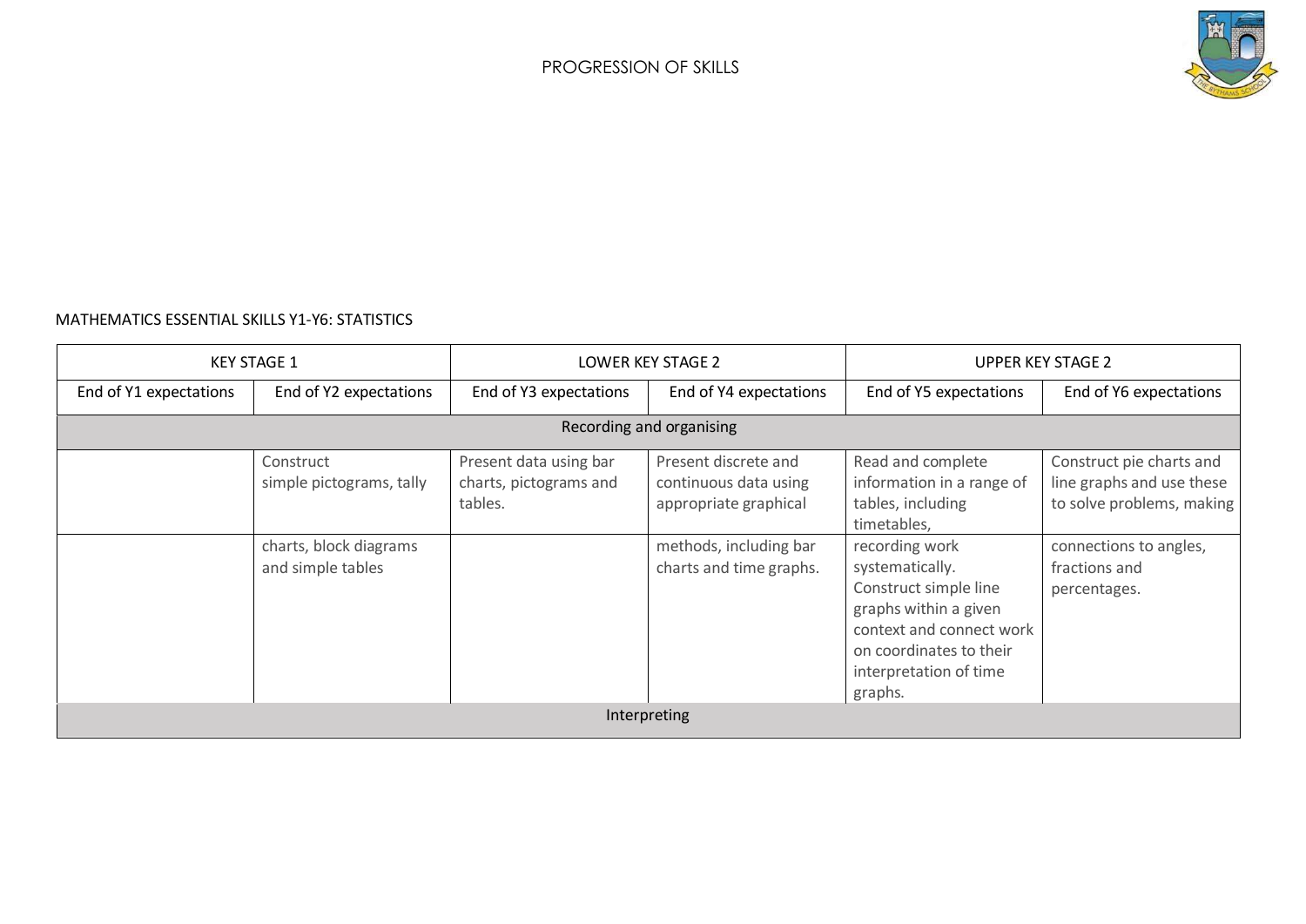PROGRESSION OF SKILLS

MATHEMATICS ESSENTIAL SKILLS Y1-Y6: STATISTICS

| KEY STAGE 1 | | LOWER KEY STAGE 2 | | UPPER KEY STAGE 2 | |
|---|---|---|---|---|---|
| End of Y1 expectations | End of Y2 expectations | End of Y3 expectations | End of Y4 expectations | End of Y5 expectations | End of Y6 expectations |
| Recording and organising | | | | | |
| | Construct simple pictograms, tally | Present data using bar charts, pictograms and tables. | Present discrete and continuous data using appropriate graphical | Read and complete information in a range of tables, including timetables, | Construct pie charts and line graphs and use these to solve problems, making |
| | charts, block diagrams and simple tables | | methods, including bar charts and time graphs. | recording work systematically. Construct simple line graphs within a given context and connect work on coordinates to their interpretation of time graphs. | connections to angles, fractions and percentages. |
| Interpreting | | | | | |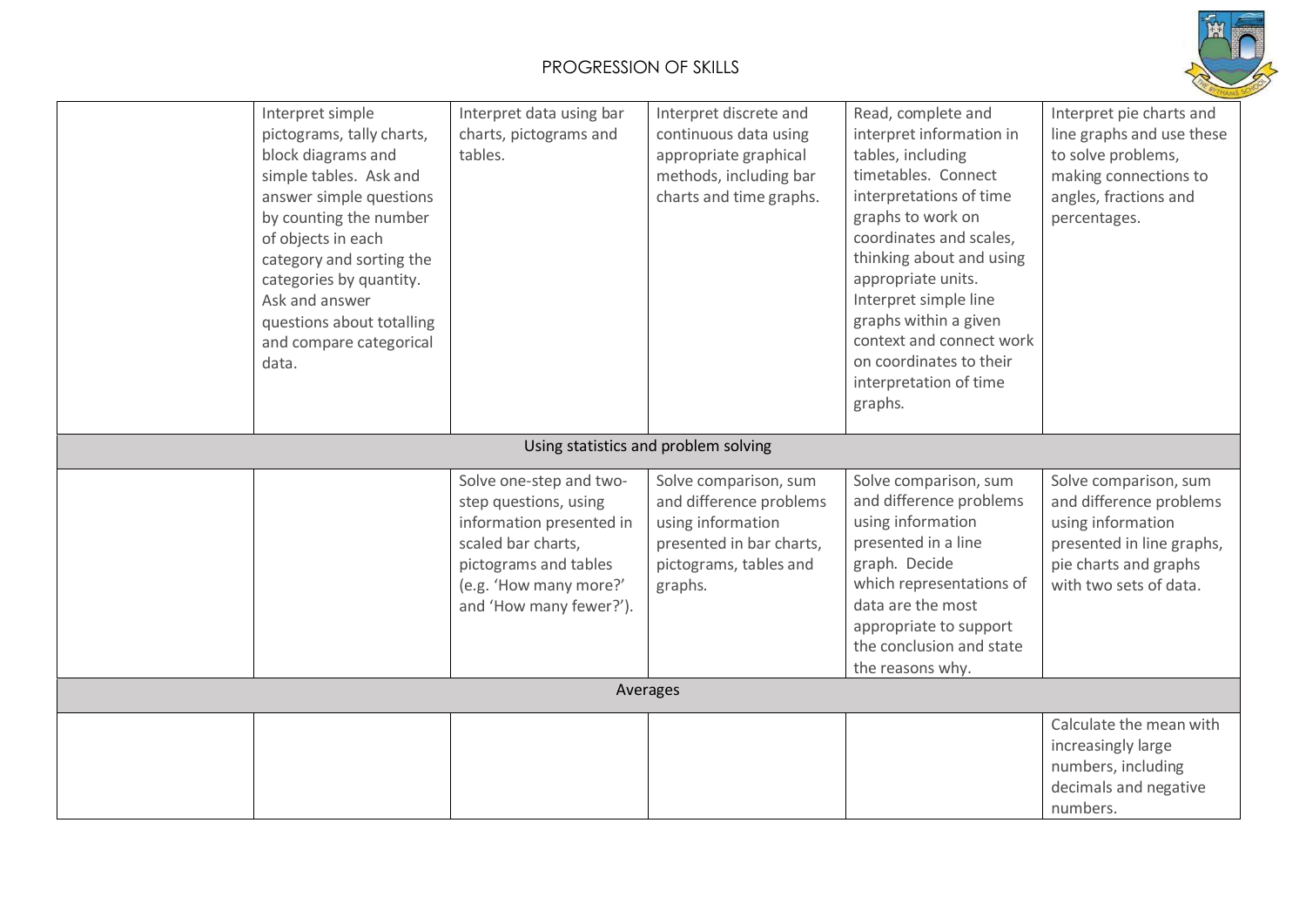# PROGRESSION OF SKILLS

| | | | | | |
|---|---|---|---|---|---|
| | Interpret simple pictograms, tally charts, block diagrams and simple tables. Ask and answer simple questions by counting the number of objects in each category and sorting the categories by quantity. Ask and answer questions about totalling and compare categorical data. | Interpret data using bar charts, pictograms and tables. | Interpret discrete and continuous data using appropriate graphical methods, including bar charts and time graphs. | Read, complete and interpret information in tables, including timetables. Connect interpretations of time graphs to work on coordinates and scales, thinking about and using appropriate units. Interpret simple line graphs within a given context and connect work on coordinates to their interpretation of time graphs. | Interpret pie charts and line graphs and use these to solve problems, making connections to angles, fractions and percentages. |
| **Using statistics and problem solving** | | | | | |
| | | Solve one-step and two-step questions, using information presented in scaled bar charts, pictograms and tables (e.g. 'How many more?' and 'How many fewer?'). | Solve comparison, sum and difference problems using information presented in bar charts, pictograms, tables and graphs. | Solve comparison, sum and difference problems using information presented in a line graph. Decide which representations of data are the most appropriate to support the conclusion and state the reasons why. | Solve comparison, sum and difference problems using information presented in line graphs, pie charts and graphs with two sets of data. |
| **Averages** | | | | | |
| | | | | | Calculate the mean with increasingly large numbers, including decimals and negative numbers. |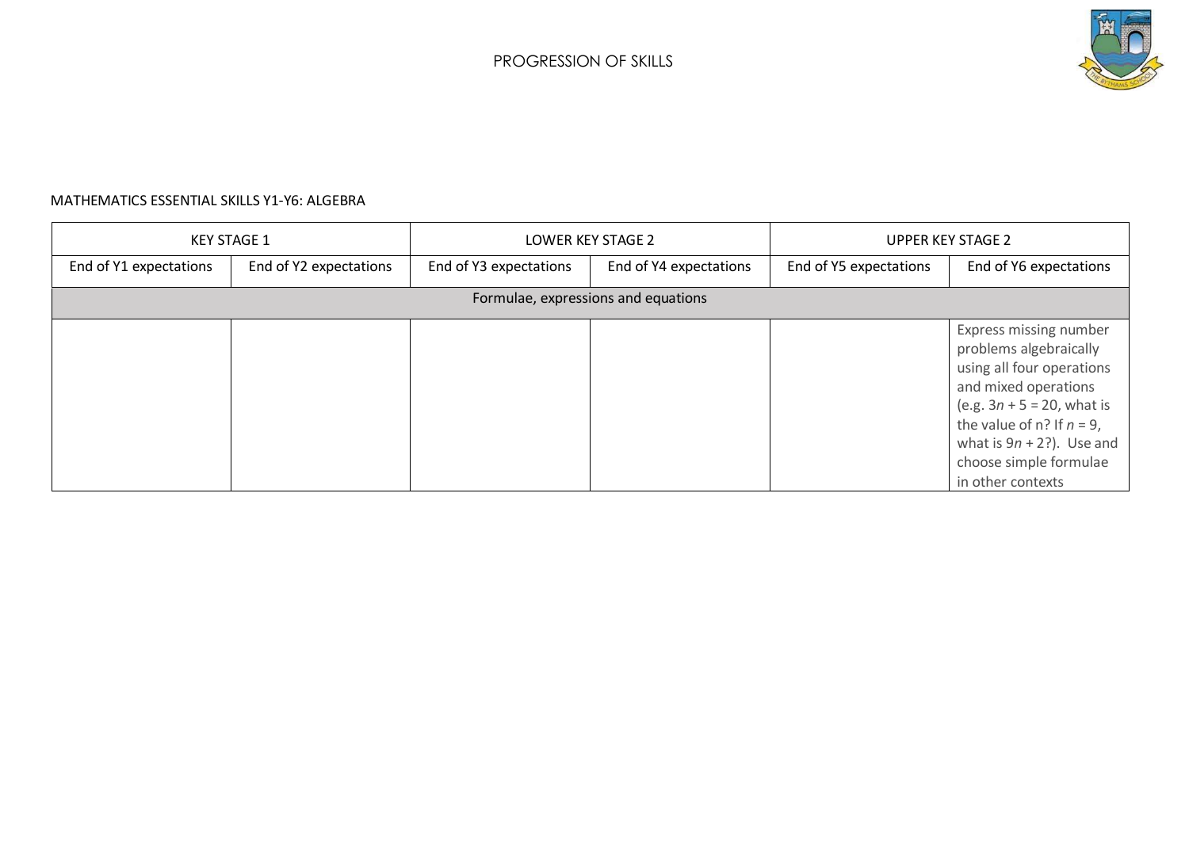PROGRESSION OF SKILLS

MATHEMATICS ESSENTIAL SKILLS Y1-Y6: ALGEBRA

| KEY STAGE 1 | | LOWER KEY STAGE 2 | | UPPER KEY STAGE 2 | |
|---|---|---|---|---|---|
| End of Y1 expectations | End of Y2 expectations | End of Y3 expectations | End of Y4 expectations | End of Y5 expectations | End of Y6 expectations |
| Formulae, expressions and equations | | | | | |
| | | | | | Express missing number problems algebraically using all four operations and mixed operations (e.g. $3n + 5 = 20$, what is the value of n? If $n = 9$, what is $9n + 2$?). Use and choose simple formulae in other contexts |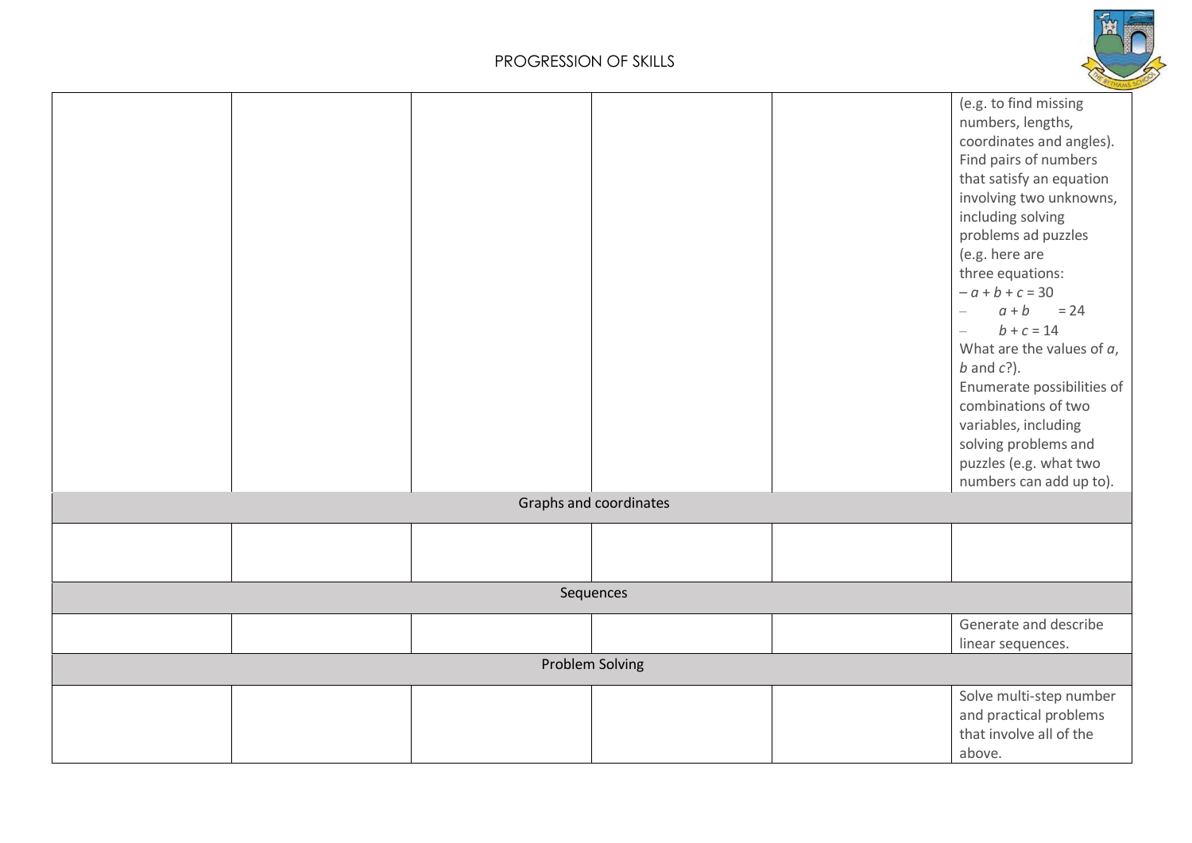| | | | | | |
|---|---|---|---|---|---|
| | | | | | (e.g. to find missing numbers, lengths, coordinates and angles). Find pairs of numbers that satisfy an equation involving two unknowns, including solving problems ad puzzles (e.g. here are three equations: – $a + b + c = 30$ – $a + b = 24$ – $b + c = 14$ What are the values of $a$, $b$ and $c$?). Enumerate possibilities of combinations of two variables, including solving problems and puzzles (e.g. what two numbers can add up to). |
| Graphs and coordinates | | | | | |
| | | | | | |
| Sequences | | | | | |
| | | | | | Generate and describe linear sequences. |
| Problem Solving | | | | | |
| | | | | | Solve multi-step number and practical problems that involve all of the above. |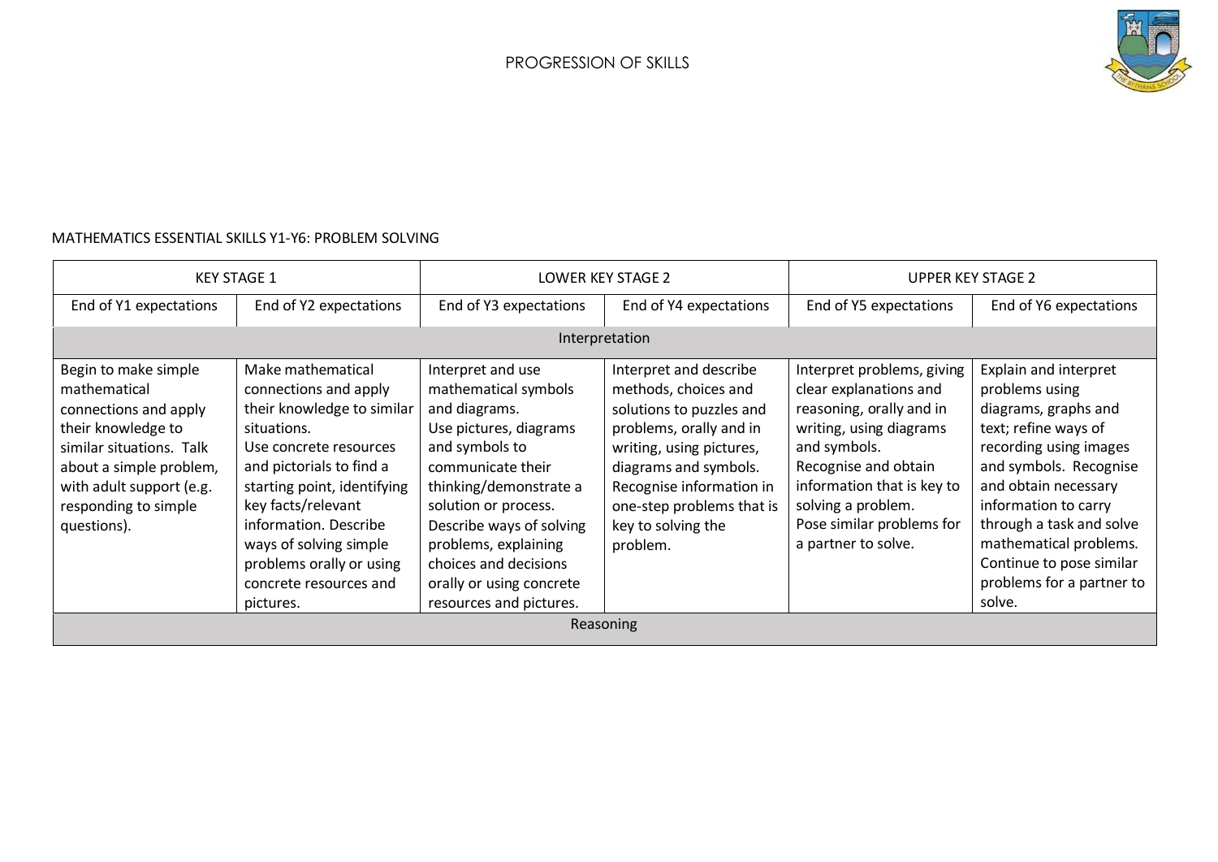PROGRESSION OF SKILLS

MATHEMATICS ESSENTIAL SKILLS Y1-Y6: PROBLEM SOLVING

| KEY STAGE 1 | | LOWER KEY STAGE 2 | | UPPER KEY STAGE 2 | |
|---|---|---|---|---|---|
| End of Y1 expectations | End of Y2 expectations | End of Y3 expectations | End of Y4 expectations | End of Y5 expectations | End of Y6 expectations |
| Interpretation | | | | | |
| Begin to make simple mathematical connections and apply their knowledge to similar situations. Talk about a simple problem, with adult support (e.g. responding to simple questions). | Make mathematical connections and apply their knowledge to similar situations. Use concrete resources and pictorials to find a starting point, identifying key facts/relevant information. Describe ways of solving simple problems orally or using concrete resources and pictures. | Interpret and use mathematical symbols and diagrams. Use pictures, diagrams and symbols to communicate their thinking/demonstrate a solution or process. Describe ways of solving problems, explaining choices and decisions orally or using concrete resources and pictures. | Interpret and describe methods, choices and solutions to puzzles and problems, orally and in writing, using pictures, diagrams and symbols. Recognise information in one-step problems that is key to solving the problem. | Interpret problems, giving clear explanations and reasoning, orally and in writing, using diagrams and symbols. Recognise and obtain information that is key to solving a problem. Pose similar problems for a partner to solve. | Explain and interpret problems using diagrams, graphs and text; refine ways of recording using images and symbols. Recognise and obtain necessary information to carry through a task and solve mathematical problems. Continue to pose similar problems for a partner to solve. |
| Reasoning | | | | | |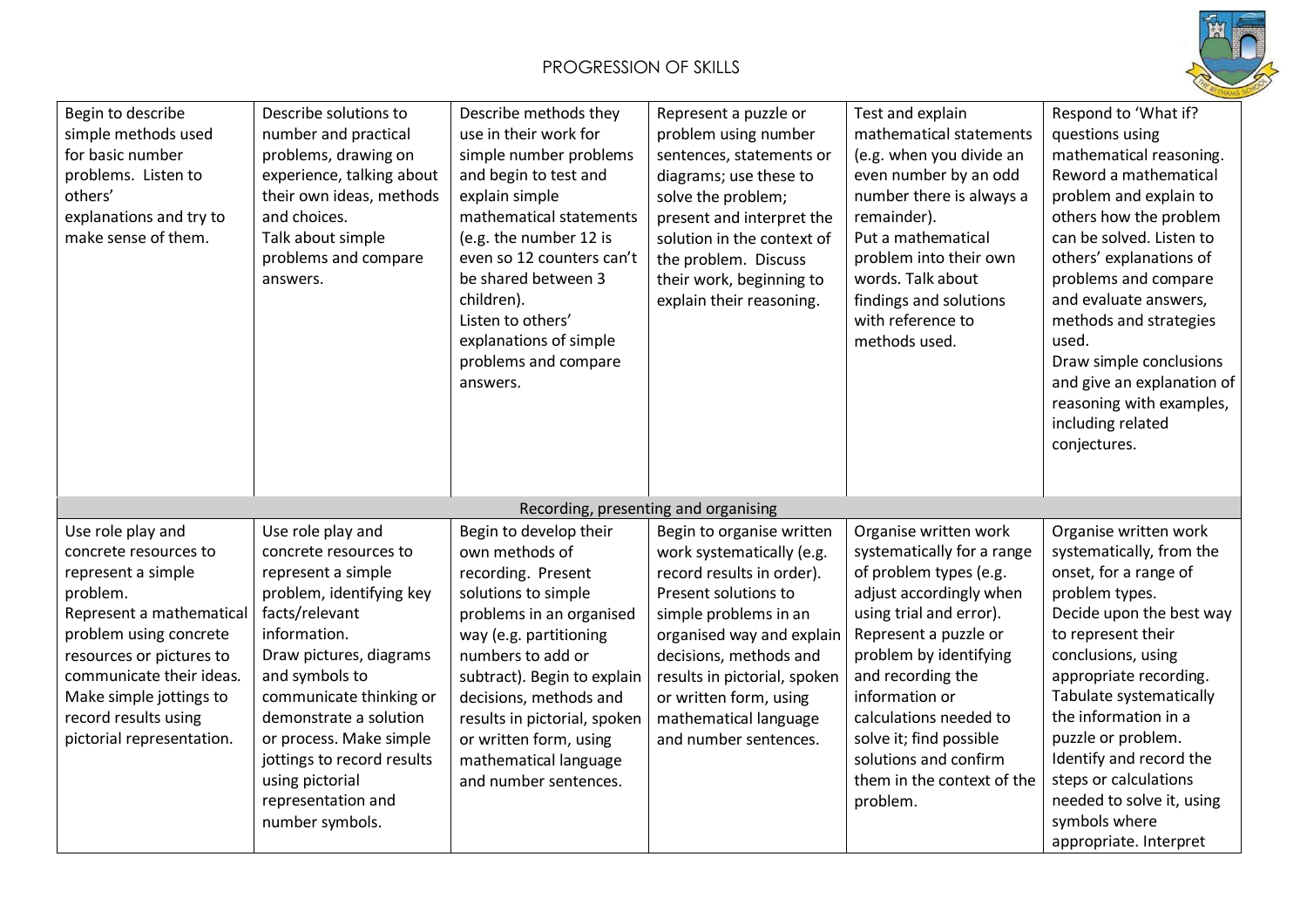PROGRESSION OF SKILLS

| | | | | | |
|---|---|---|---|---|---|
| Begin to describe simple methods used for basic number problems. Listen to others' explanations and try to make sense of them. | Describe solutions to number and practical problems, drawing on experience, talking about their own ideas, methods and choices. Talk about simple problems and compare answers. | Describe methods they use in their work for simple number problems and begin to test and explain simple mathematical statements (e.g. the number 12 is even so 12 counters can't be shared between 3 children). Listen to others' explanations of simple problems and compare answers. | Represent a puzzle or problem using number sentences, statements or diagrams; use these to solve the problem; present and interpret the solution in the context of the problem. Discuss their work, beginning to explain their reasoning. | Test and explain mathematical statements (e.g. when you divide an even number by an odd number there is always a remainder). Put a mathematical problem into their own words. Talk about findings and solutions with reference to methods used. | Respond to 'What if? questions using mathematical reasoning. Reword a mathematical problem and explain to others how the problem can be solved. Listen to others' explanations of problems and compare and evaluate answers, methods and strategies used. Draw simple conclusions and give an explanation of reasoning with examples, including related conjectures. |
| **Recording, presenting and organising** | | | | | |
| Use role play and concrete resources to represent a simple problem. Represent a mathematical problem using concrete resources or pictures to communicate their ideas. Make simple jottings to record results using pictorial representation. | Use role play and concrete resources to represent a simple problem, identifying key facts/relevant information. Draw pictures, diagrams and symbols to communicate thinking or demonstrate a solution or process. Make simple jottings to record results using pictorial representation and number symbols. | Begin to develop their own methods of recording. Present solutions to simple problems in an organised way (e.g. partitioning numbers to add or subtract). Begin to explain decisions, methods and results in pictorial, spoken or written form, using mathematical language and number sentences. | Begin to organise written work systematically (e.g. record results in order). Present solutions to simple problems in an organised way and explain decisions, methods and results in pictorial, spoken or written form, using mathematical language and number sentences. | Organise written work systematically for a range of problem types (e.g. adjust accordingly when using trial and error). Represent a puzzle or problem by identifying and recording the information or calculations needed to solve it; find possible solutions and confirm them in the context of the problem. | Organise written work systematically, from the onset, for a range of problem types. Decide upon the best way to represent their conclusions, using appropriate recording. Tabulate systematically the information in a puzzle or problem. Identify and record the steps or calculations needed to solve it, using symbols where appropriate. Interpret |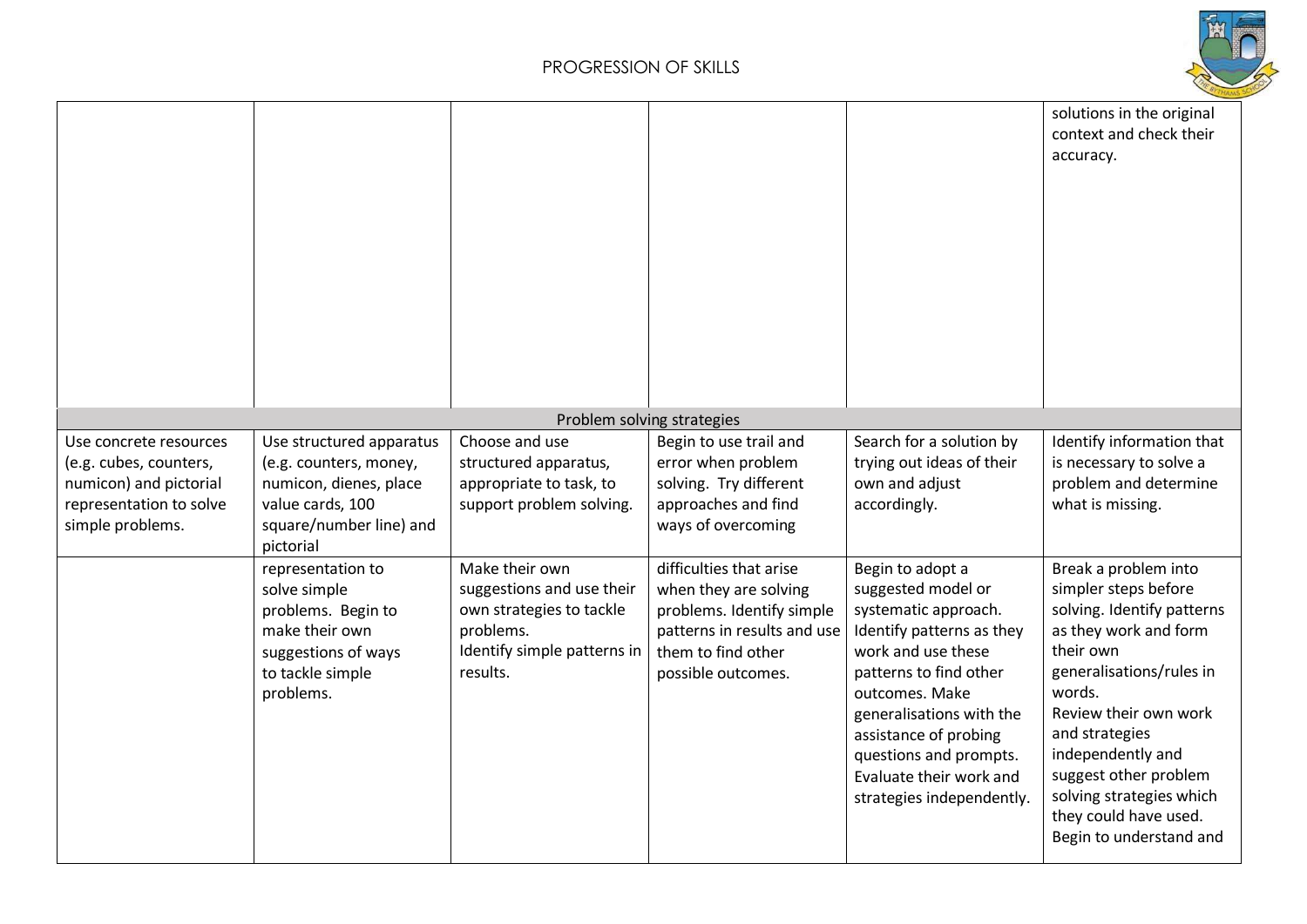# PROGRESSION OF SKILLS

| | | | | | |
|---|---|---|---|---|---|
| | | | | | solutions in the original context and check their accuracy. |
| Problem solving strategies | | | | | |
| Use concrete resources (e.g. cubes, counters, numicon) and pictorial representation to solve simple problems. | Use structured apparatus (e.g. counters, money, numicon, dienes, place value cards, 100 square/number line) and pictorial | Choose and use structured apparatus, appropriate to task, to support problem solving. | Begin to use trail and error when problem solving. Try different approaches and find ways of overcoming | Search for a solution by trying out ideas of their own and adjust accordingly. | Identify information that is necessary to solve a problem and determine what is missing. |
| | representation to solve simple problems. Begin to make their own suggestions of ways to tackle simple problems. | Make their own suggestions and use their own strategies to tackle problems. Identify simple patterns in results. | difficulties that arise when they are solving problems. Identify simple patterns in results and use them to find other possible outcomes. | Begin to adopt a suggested model or systematic approach. Identify patterns as they work and use these patterns to find other outcomes. Make generalisations with the assistance of probing questions and prompts. Evaluate their work and strategies independently. | Break a problem into simpler steps before solving. Identify patterns as they work and form their own generalisations/rules in words. Review their own work and strategies independently and suggest other problem solving strategies which they could have used. Begin to understand and |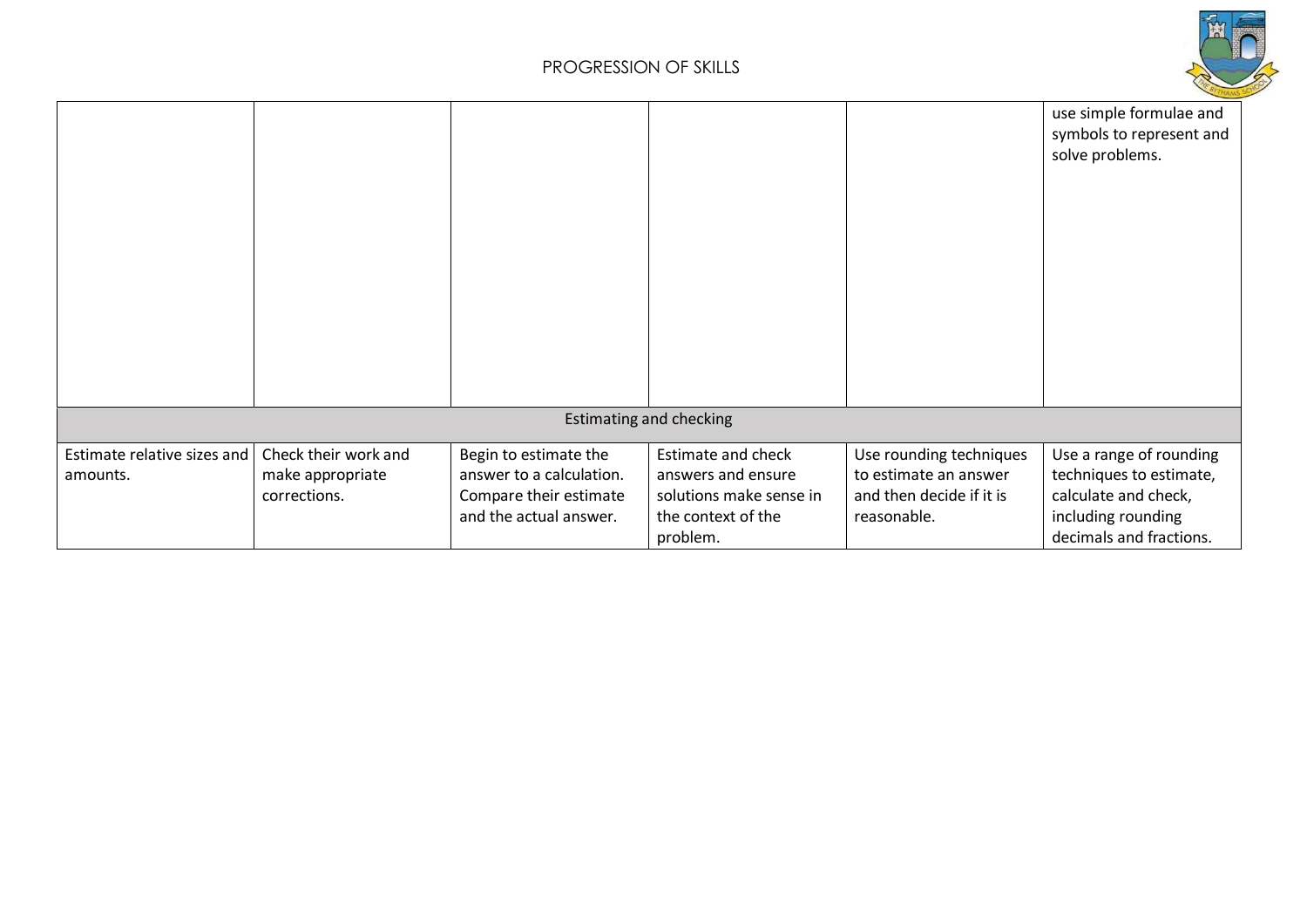| | | | | | |
|---|---|---|---|---|---|
| | | | | | use simple formulae and symbols to represent and solve problems. |
| Estimating and checking | | | | | |
| Estimate relative sizes and amounts. | Check their work and make appropriate corrections. | Begin to estimate the answer to a calculation. Compare their estimate and the actual answer. | Estimate and check answers and ensure solutions make sense in the context of the problem. | Use rounding techniques to estimate an answer and then decide if it is reasonable. | Use a range of rounding techniques to estimate, calculate and check, including rounding decimals and fractions. |